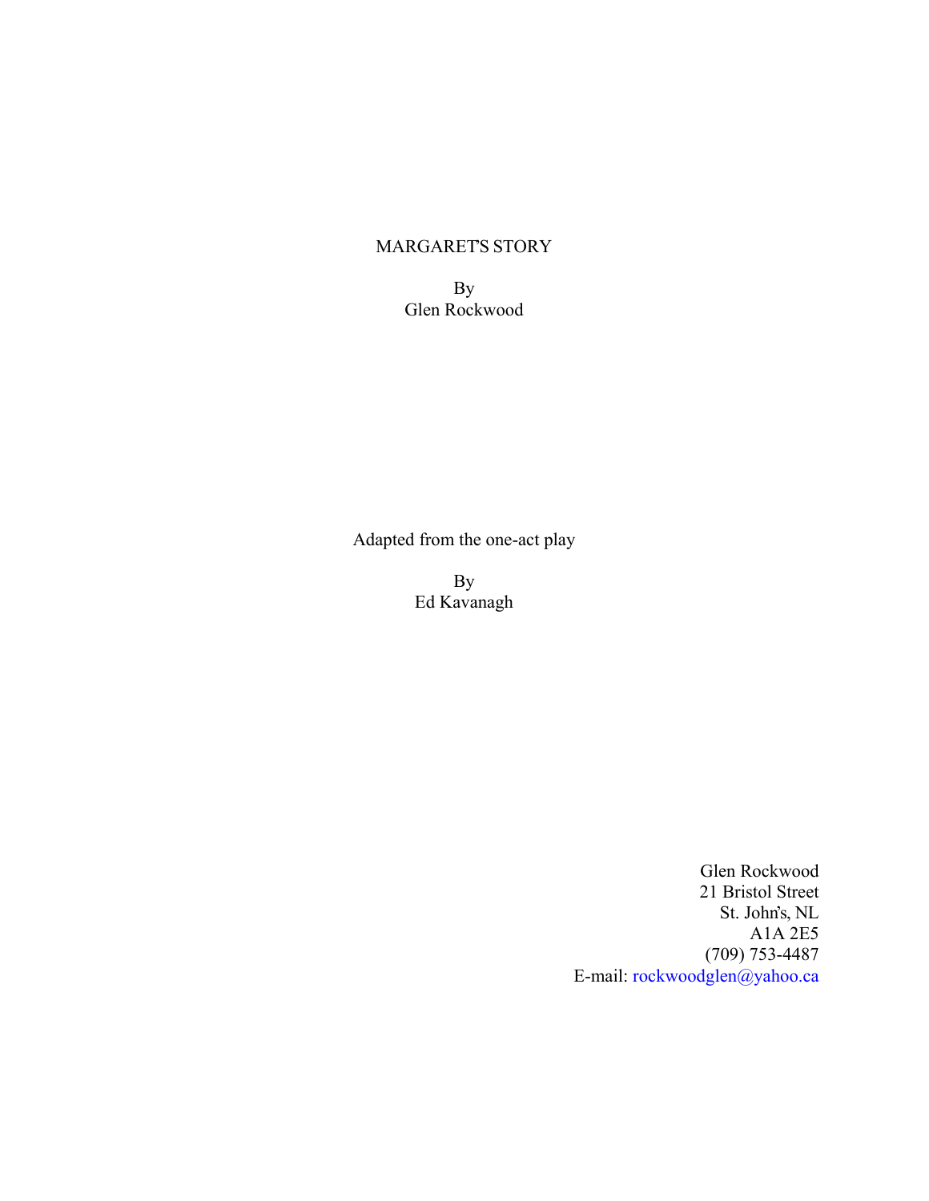# MARGARET'S STORY

By
Glen Rockwood

Adapted from the one-act play

By
Ed Kavanagh

Glen Rockwood
21 Bristol Street
St. John's, NL
A1A 2E5
(709) 753-4487
E-mail: rockwoodglen@yahoo.ca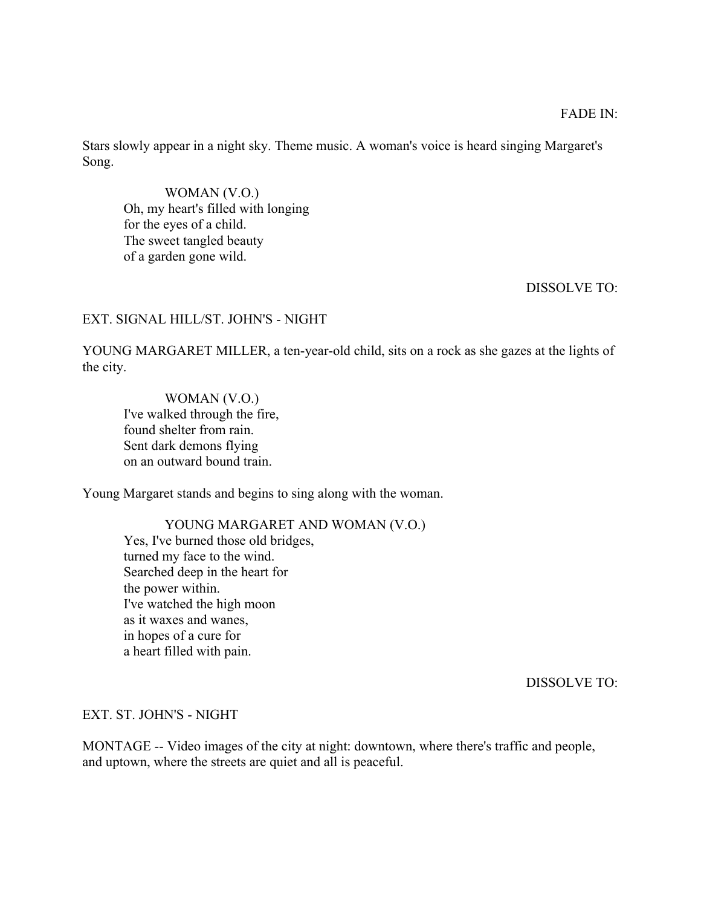FADE IN:

Stars slowly appear in a night sky. Theme music. A woman's voice is heard singing Margaret's Song.

WOMAN (V.O.)
Oh, my heart's filled with longing
for the eyes of a child.
The sweet tangled beauty
of a garden gone wild.

DISSOLVE TO:

EXT. SIGNAL HILL/ST. JOHN'S - NIGHT

YOUNG MARGARET MILLER, a ten-year-old child, sits on a rock as she gazes at the lights of the city.

WOMAN (V.O.)
I've walked through the fire,
found shelter from rain.
Sent dark demons flying
on an outward bound train.

Young Margaret stands and begins to sing along with the woman.

YOUNG MARGARET AND WOMAN (V.O.)
Yes, I've burned those old bridges,
turned my face to the wind.
Searched deep in the heart for
the power within.
I've watched the high moon
as it waxes and wanes,
in hopes of a cure for
a heart filled with pain.

DISSOLVE TO:

EXT. ST. JOHN'S - NIGHT

MONTAGE -- Video images of the city at night: downtown, where there's traffic and people, and uptown, where the streets are quiet and all is peaceful.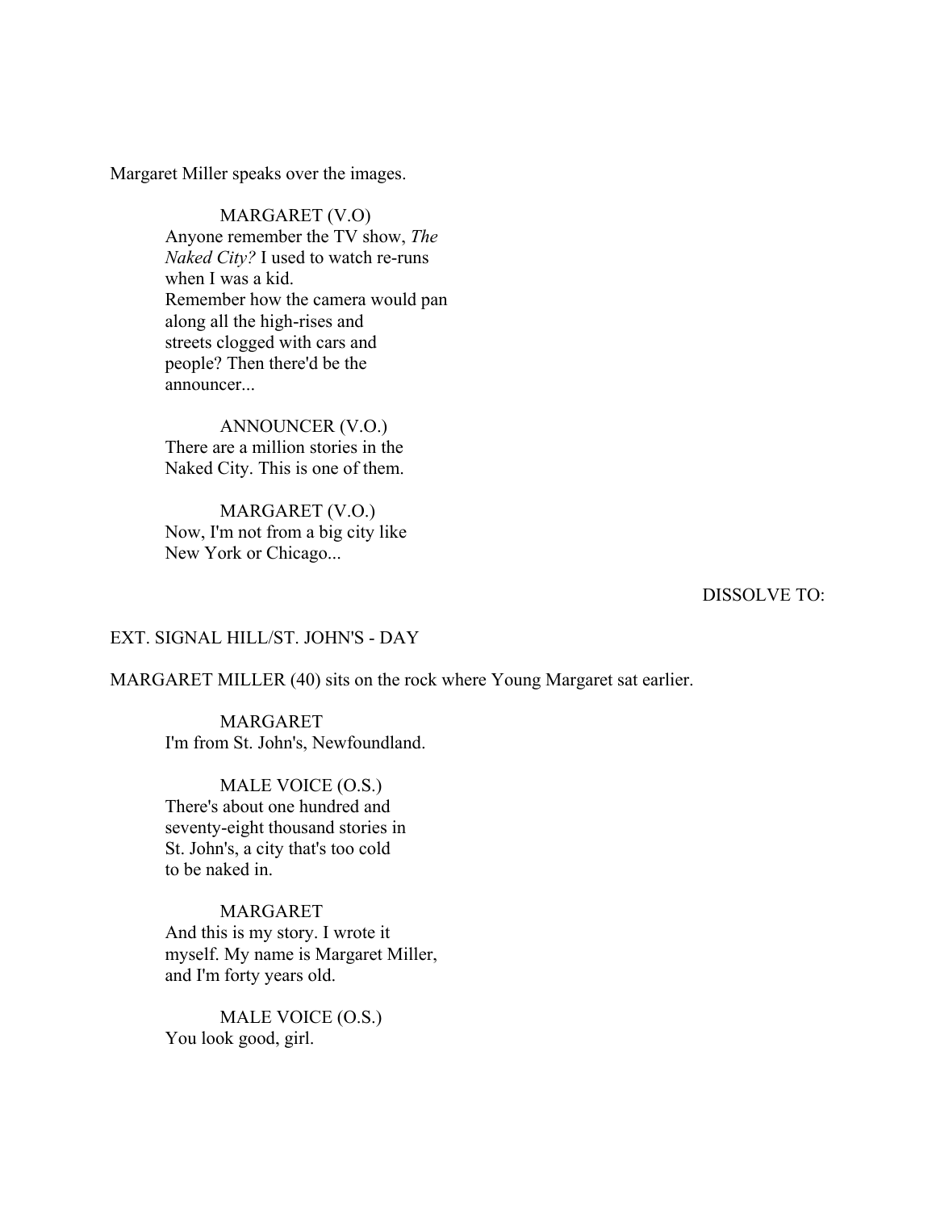Margaret Miller speaks over the images.

MARGARET (V.O)
Anyone remember the TV show, *The Naked City?* I used to watch re-runs when I was a kid.
Remember how the camera would pan along all the high-rises and streets clogged with cars and people? Then there'd be the announcer...

ANNOUNCER (V.O.)
There are a million stories in the Naked City. This is one of them.

MARGARET (V.O.)
Now, I'm not from a big city like New York or Chicago...

DISSOLVE TO:

EXT. SIGNAL HILL/ST. JOHN'S - DAY

MARGARET MILLER (40) sits on the rock where Young Margaret sat earlier.

MARGARET
I'm from St. John's, Newfoundland.

MALE VOICE (O.S.)
There's about one hundred and seventy-eight thousand stories in St. John's, a city that's too cold to be naked in.

MARGARET
And this is my story. I wrote it myself. My name is Margaret Miller, and I'm forty years old.

MALE VOICE (O.S.)
You look good, girl.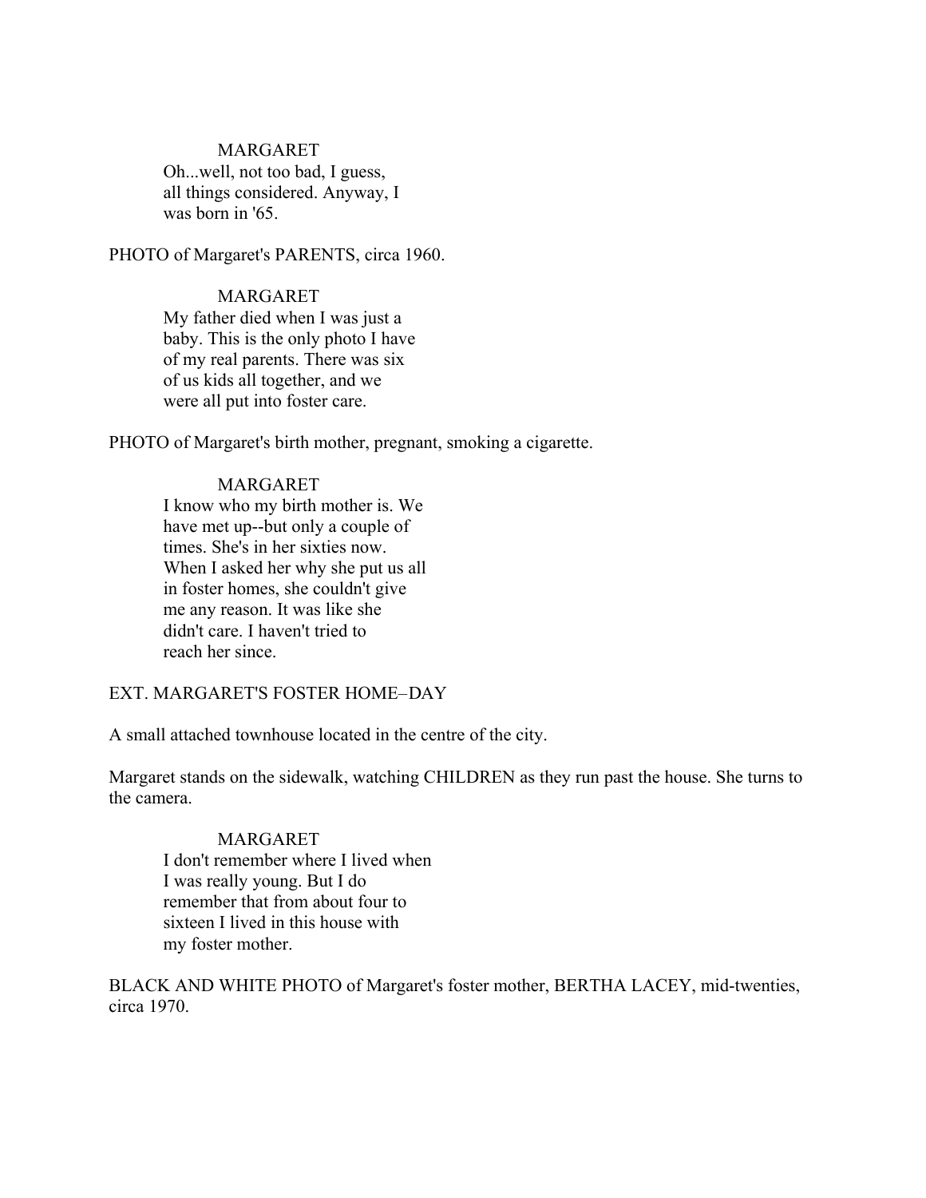MARGARET
Oh...well, not too bad, I guess,
all things considered. Anyway, I
was born in '65.

PHOTO of Margaret's PARENTS, circa 1960.

MARGARET
My father died when I was just a
baby. This is the only photo I have
of my real parents. There was six
of us kids all together, and we
were all put into foster care.

PHOTO of Margaret's birth mother, pregnant, smoking a cigarette.

MARGARET
I know who my birth mother is. We
have met up--but only a couple of
times. She's in her sixties now.
When I asked her why she put us all
in foster homes, she couldn't give
me any reason. It was like she
didn't care. I haven't tried to
reach her since.

EXT. MARGARET'S FOSTER HOME–DAY

A small attached townhouse located in the centre of the city.

Margaret stands on the sidewalk, watching CHILDREN as they run past the house. She turns to the camera.

MARGARET
I don't remember where I lived when
I was really young. But I do
remember that from about four to
sixteen I lived in this house with
my foster mother.

BLACK AND WHITE PHOTO of Margaret's foster mother, BERTHA LACEY, mid-twenties, circa 1970.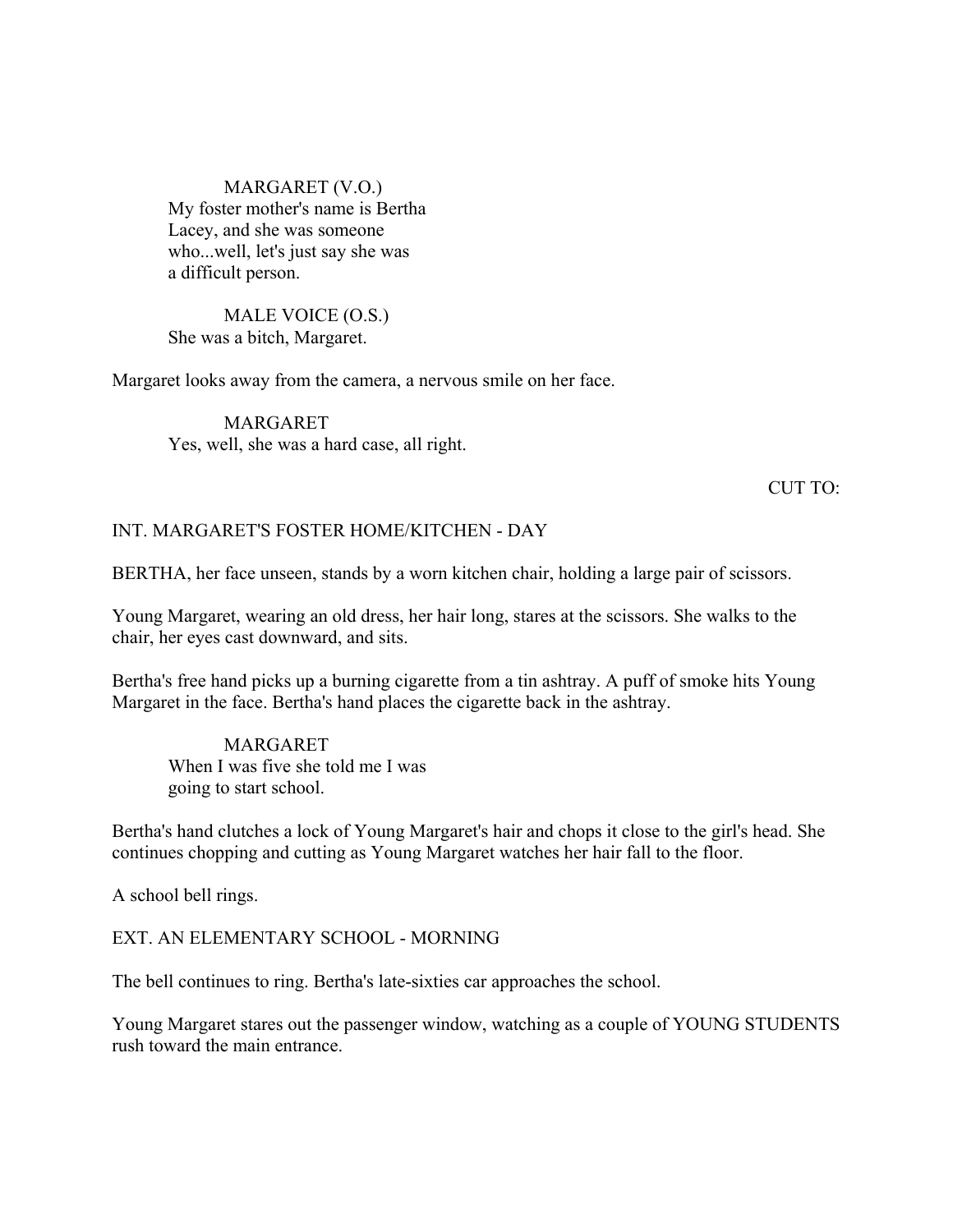MARGARET (V.O.)
My foster mother's name is Bertha Lacey, and she was someone who...well, let's just say she was a difficult person.

MALE VOICE (O.S.)
She was a bitch, Margaret.

Margaret looks away from the camera, a nervous smile on her face.

MARGARET
Yes, well, she was a hard case, all right.

CUT TO:

INT. MARGARET'S FOSTER HOME/KITCHEN - DAY

BERTHA, her face unseen, stands by a worn kitchen chair, holding a large pair of scissors.

Young Margaret, wearing an old dress, her hair long, stares at the scissors. She walks to the chair, her eyes cast downward, and sits.

Bertha's free hand picks up a burning cigarette from a tin ashtray. A puff of smoke hits Young Margaret in the face. Bertha's hand places the cigarette back in the ashtray.

MARGARET
When I was five she told me I was going to start school.

Bertha's hand clutches a lock of Young Margaret's hair and chops it close to the girl's head. She continues chopping and cutting as Young Margaret watches her hair fall to the floor.

A school bell rings.

EXT. AN ELEMENTARY SCHOOL - MORNING

The bell continues to ring. Bertha's late-sixties car approaches the school.

Young Margaret stares out the passenger window, watching as a couple of YOUNG STUDENTS rush toward the main entrance.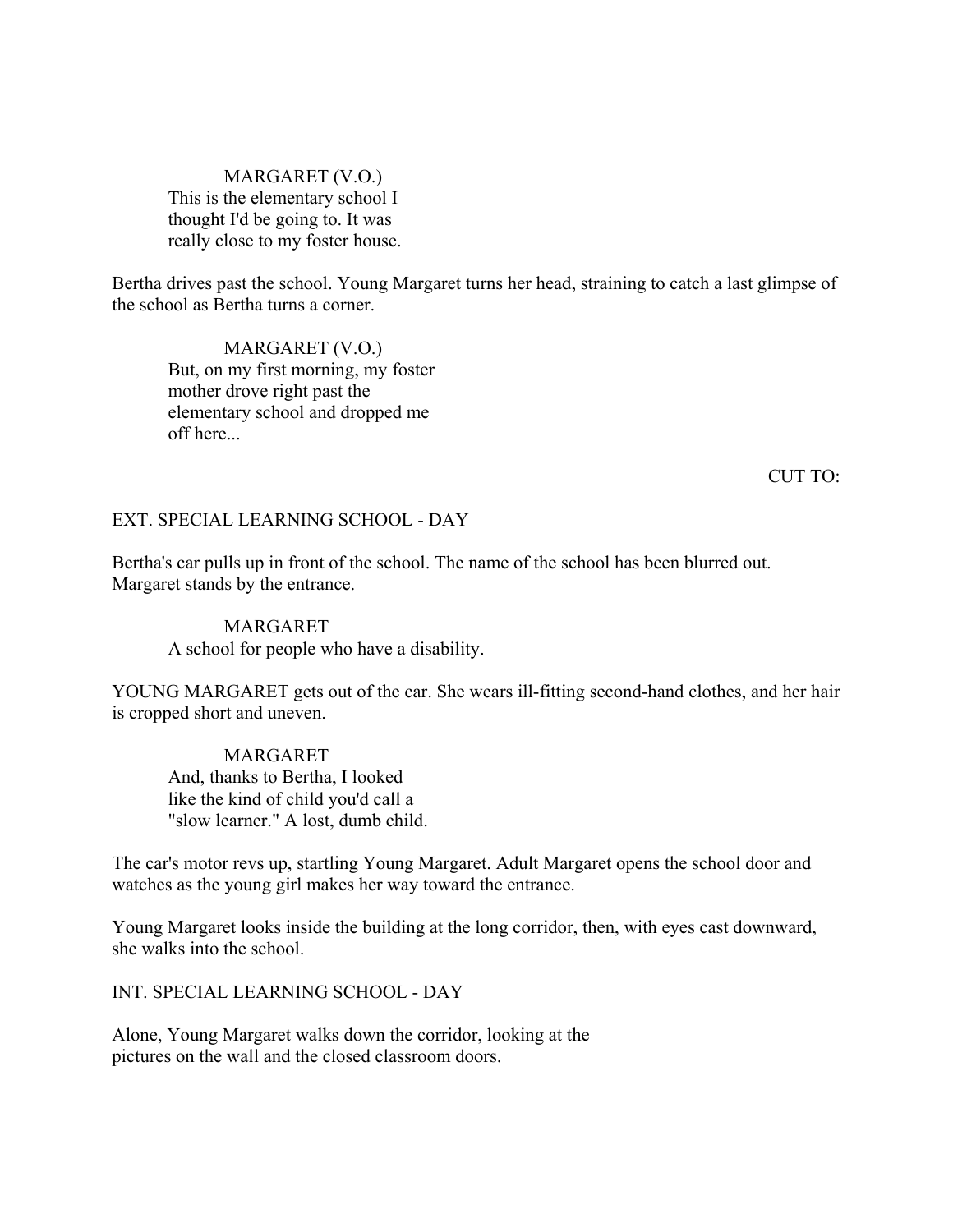MARGARET (V.O.)
This is the elementary school I thought I'd be going to. It was really close to my foster house.

Bertha drives past the school. Young Margaret turns her head, straining to catch a last glimpse of the school as Bertha turns a corner.

MARGARET (V.O.)
But, on my first morning, my foster mother drove right past the elementary school and dropped me off here...

CUT TO:

EXT. SPECIAL LEARNING SCHOOL - DAY

Bertha's car pulls up in front of the school. The name of the school has been blurred out. Margaret stands by the entrance.

MARGARET
A school for people who have a disability.

YOUNG MARGARET gets out of the car. She wears ill-fitting second-hand clothes, and her hair is cropped short and uneven.

MARGARET
And, thanks to Bertha, I looked like the kind of child you'd call a "slow learner." A lost, dumb child.

The car's motor revs up, startling Young Margaret. Adult Margaret opens the school door and watches as the young girl makes her way toward the entrance.

Young Margaret looks inside the building at the long corridor, then, with eyes cast downward, she walks into the school.

INT. SPECIAL LEARNING SCHOOL - DAY

Alone, Young Margaret walks down the corridor, looking at the pictures on the wall and the closed classroom doors.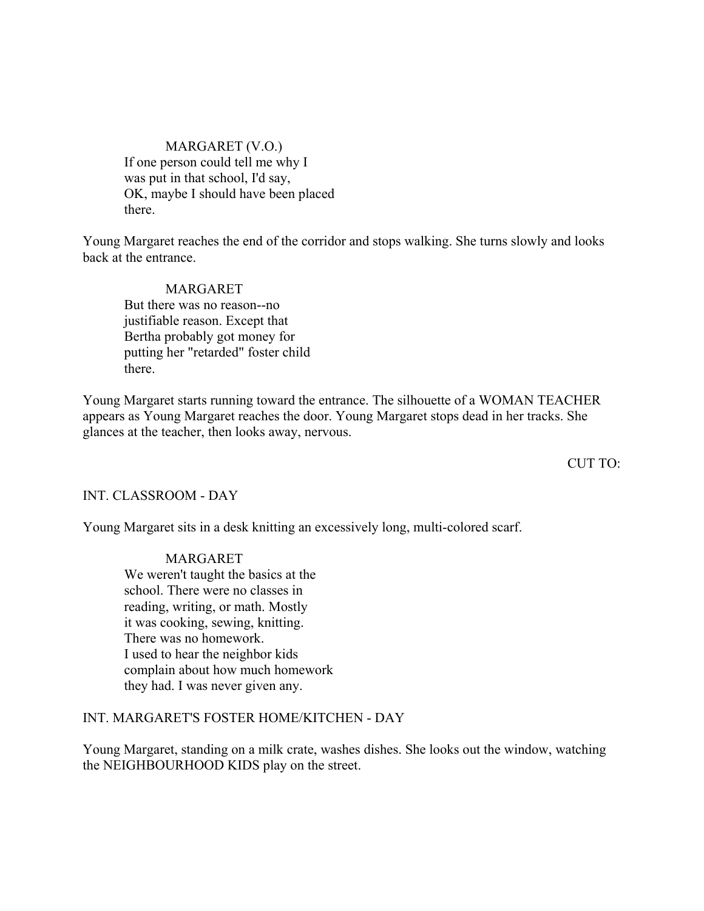MARGARET (V.O.)
If one person could tell me why I
was put in that school, I'd say,
OK, maybe I should have been placed
there.

Young Margaret reaches the end of the corridor and stops walking. She turns slowly and looks back at the entrance.

MARGARET
But there was no reason--no
justifiable reason. Except that
Bertha probably got money for
putting her "retarded" foster child
there.

Young Margaret starts running toward the entrance. The silhouette of a WOMAN TEACHER appears as Young Margaret reaches the door. Young Margaret stops dead in her tracks. She glances at the teacher, then looks away, nervous.

CUT TO:

INT. CLASSROOM - DAY

Young Margaret sits in a desk knitting an excessively long, multi-colored scarf.

MARGARET
We weren't taught the basics at the
school. There were no classes in
reading, writing, or math. Mostly
it was cooking, sewing, knitting.
There was no homework.
I used to hear the neighbor kids
complain about how much homework
they had. I was never given any.

INT. MARGARET'S FOSTER HOME/KITCHEN - DAY

Young Margaret, standing on a milk crate, washes dishes. She looks out the window, watching the NEIGHBOURHOOD KIDS play on the street.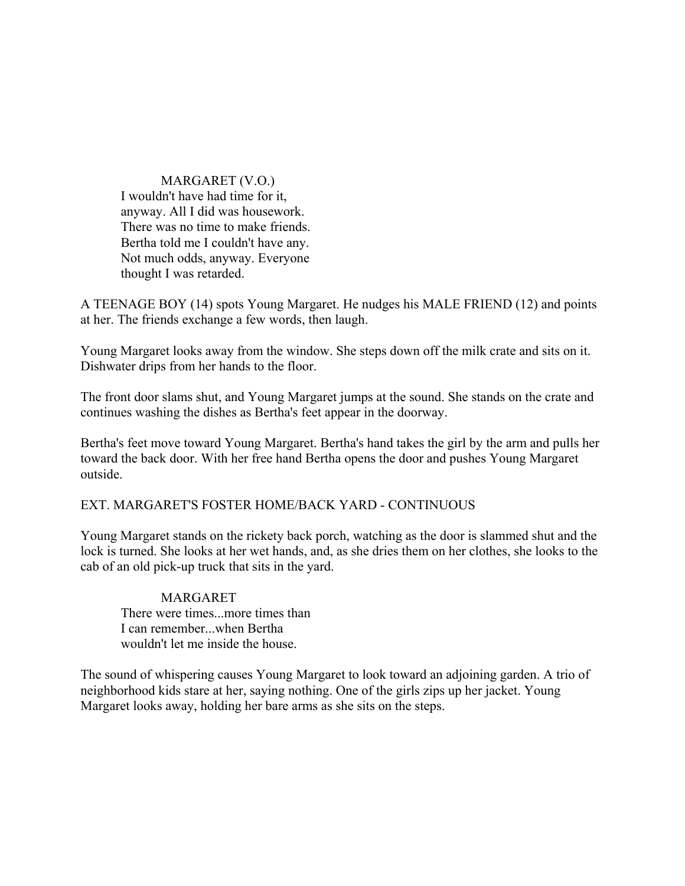MARGARET (V.O.)
I wouldn't have had time for it, anyway. All I did was housework. There was no time to make friends. Bertha told me I couldn't have any. Not much odds, anyway. Everyone thought I was retarded.

A TEENAGE BOY (14) spots Young Margaret. He nudges his MALE FRIEND (12) and points at her. The friends exchange a few words, then laugh.

Young Margaret looks away from the window. She steps down off the milk crate and sits on it. Dishwater drips from her hands to the floor.

The front door slams shut, and Young Margaret jumps at the sound. She stands on the crate and continues washing the dishes as Bertha's feet appear in the doorway.

Bertha's feet move toward Young Margaret. Bertha's hand takes the girl by the arm and pulls her toward the back door. With her free hand Bertha opens the door and pushes Young Margaret outside.

EXT. MARGARET'S FOSTER HOME/BACK YARD - CONTINUOUS

Young Margaret stands on the rickety back porch, watching as the door is slammed shut and the lock is turned. She looks at her wet hands, and, as she dries them on her clothes, she looks to the cab of an old pick-up truck that sits in the yard.

MARGARET
There were times...more times than I can remember...when Bertha wouldn't let me inside the house.

The sound of whispering causes Young Margaret to look toward an adjoining garden. A trio of neighborhood kids stare at her, saying nothing. One of the girls zips up her jacket. Young Margaret looks away, holding her bare arms as she sits on the steps.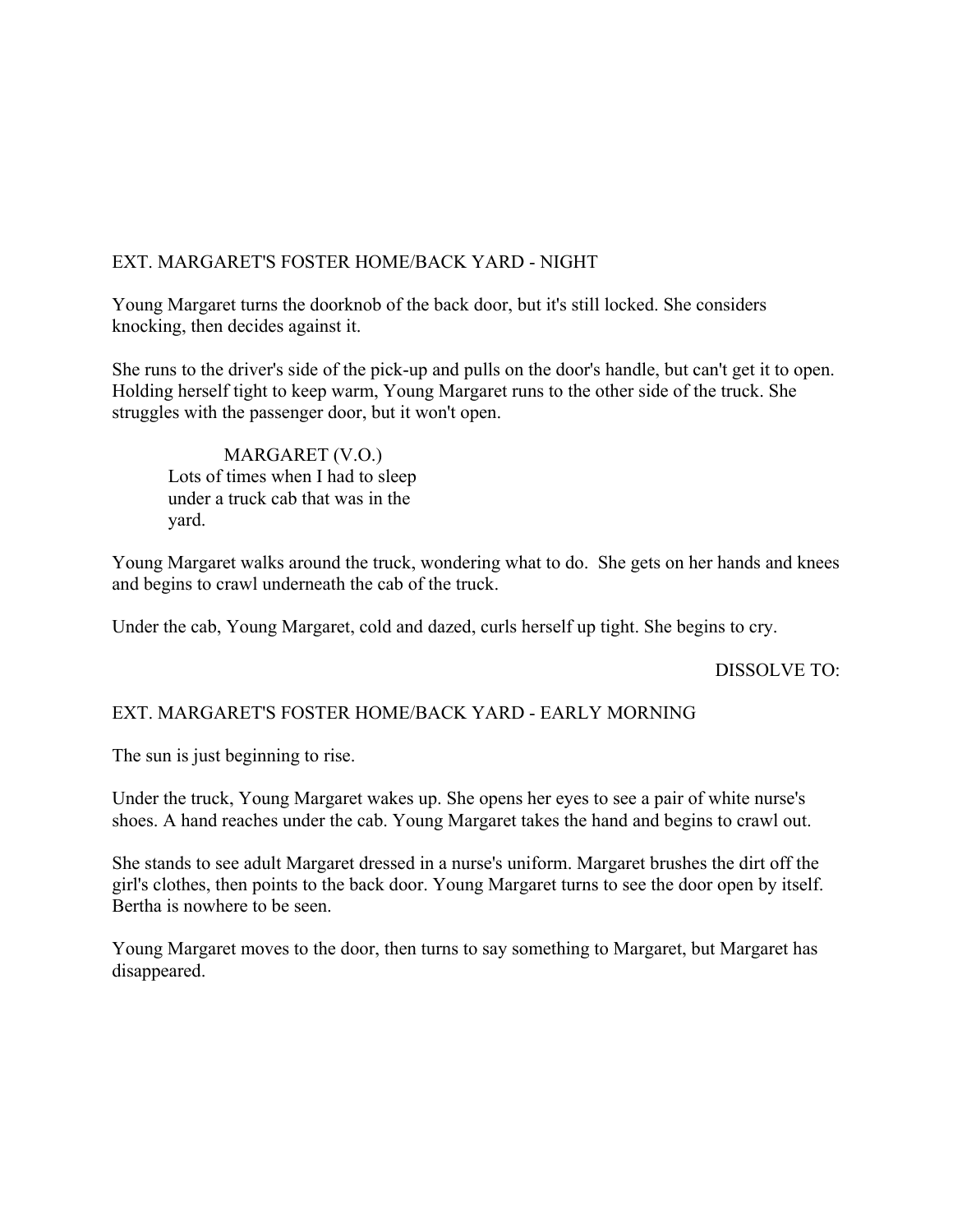EXT. MARGARET'S FOSTER HOME/BACK YARD - NIGHT

Young Margaret turns the doorknob of the back door, but it's still locked. She considers knocking, then decides against it.

She runs to the driver's side of the pick-up and pulls on the door's handle, but can't get it to open. Holding herself tight to keep warm, Young Margaret runs to the other side of the truck. She struggles with the passenger door, but it won't open.

MARGARET (V.O.)
Lots of times when I had to sleep under a truck cab that was in the yard.

Young Margaret walks around the truck, wondering what to do. She gets on her hands and knees and begins to crawl underneath the cab of the truck.

Under the cab, Young Margaret, cold and dazed, curls herself up tight. She begins to cry.

DISSOLVE TO:

EXT. MARGARET'S FOSTER HOME/BACK YARD - EARLY MORNING

The sun is just beginning to rise.

Under the truck, Young Margaret wakes up. She opens her eyes to see a pair of white nurse's shoes. A hand reaches under the cab. Young Margaret takes the hand and begins to crawl out.

She stands to see adult Margaret dressed in a nurse's uniform. Margaret brushes the dirt off the girl's clothes, then points to the back door. Young Margaret turns to see the door open by itself. Bertha is nowhere to be seen.

Young Margaret moves to the door, then turns to say something to Margaret, but Margaret has disappeared.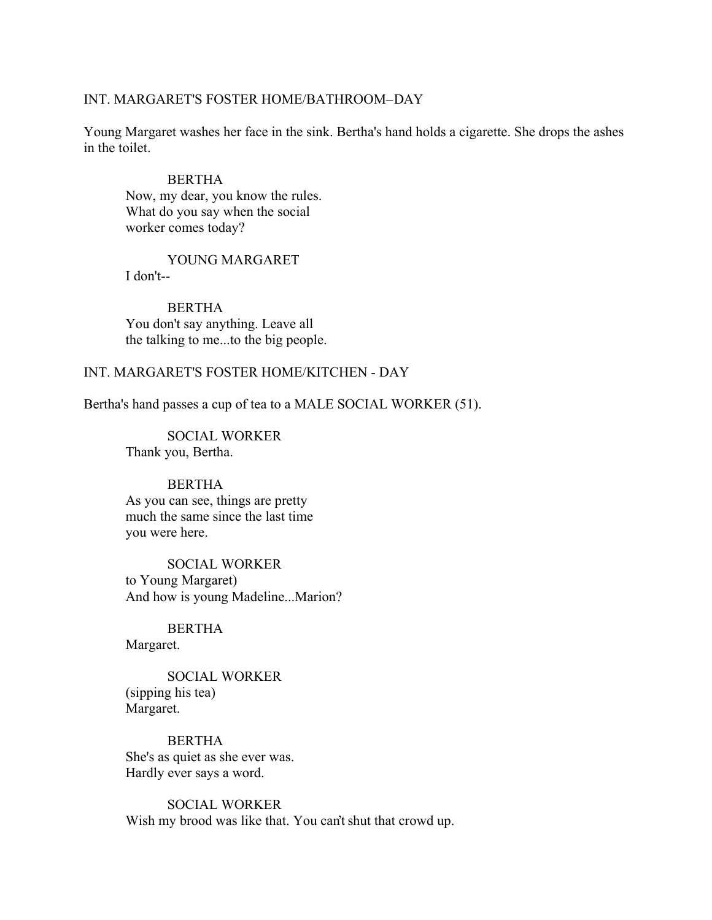INT. MARGARET'S FOSTER HOME/BATHROOM–DAY

Young Margaret washes her face in the sink. Bertha's hand holds a cigarette. She drops the ashes in the toilet.

BERTHA
Now, my dear, you know the rules.
What do you say when the social
worker comes today?

YOUNG MARGARET
I don't--

BERTHA
You don't say anything. Leave all
the talking to me...to the big people.

INT. MARGARET'S FOSTER HOME/KITCHEN - DAY

Bertha's hand passes a cup of tea to a MALE SOCIAL WORKER (51).

SOCIAL WORKER
Thank you, Bertha.

BERTHA
As you can see, things are pretty
much the same since the last time
you were here.

SOCIAL WORKER
to Young Margaret)
And how is young Madeline...Marion?

BERTHA
Margaret.

SOCIAL WORKER
(sipping his tea)
Margaret.

BERTHA
She's as quiet as she ever was.
Hardly ever says a word.

SOCIAL WORKER
Wish my brood was like that. You can't shut that crowd up.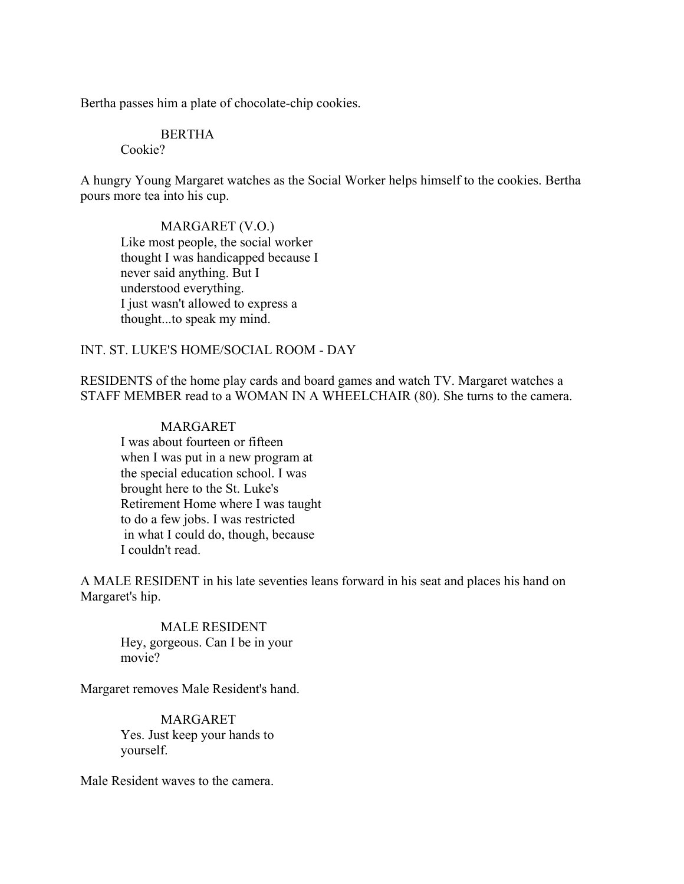Bertha passes him a plate of chocolate-chip cookies.

BERTHA
Cookie?

A hungry Young Margaret watches as the Social Worker helps himself to the cookies. Bertha pours more tea into his cup.

MARGARET (V.O.)
Like most people, the social worker thought I was handicapped because I never said anything. But I understood everything.
I just wasn't allowed to express a thought...to speak my mind.

INT. ST. LUKE'S HOME/SOCIAL ROOM - DAY

RESIDENTS of the home play cards and board games and watch TV. Margaret watches a STAFF MEMBER read to a WOMAN IN A WHEELCHAIR (80). She turns to the camera.

MARGARET
I was about fourteen or fifteen when I was put in a new program at the special education school. I was brought here to the St. Luke's Retirement Home where I was taught to do a few jobs. I was restricted in what I could do, though, because I couldn't read.

A MALE RESIDENT in his late seventies leans forward in his seat and places his hand on Margaret's hip.

MALE RESIDENT
Hey, gorgeous. Can I be in your movie?

Margaret removes Male Resident's hand.

MARGARET
Yes. Just keep your hands to yourself.

Male Resident waves to the camera.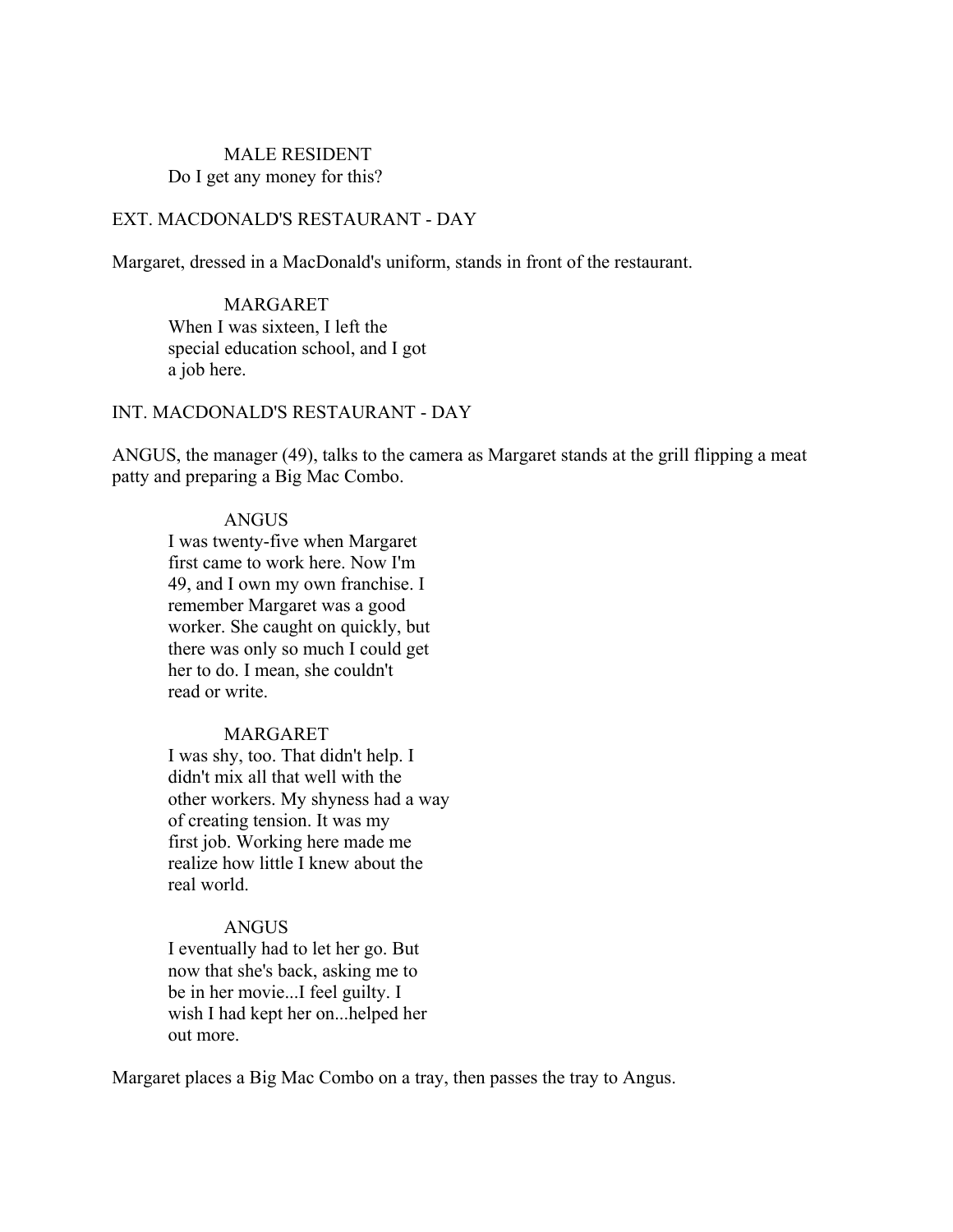MALE RESIDENT
Do I get any money for this?

EXT. MACDONALD'S RESTAURANT - DAY

Margaret, dressed in a MacDonald's uniform, stands in front of the restaurant.

MARGARET
When I was sixteen, I left the special education school, and I got a job here.

INT. MACDONALD'S RESTAURANT - DAY

ANGUS, the manager (49), talks to the camera as Margaret stands at the grill flipping a meat patty and preparing a Big Mac Combo.

ANGUS
I was twenty-five when Margaret first came to work here. Now I'm 49, and I own my own franchise. I remember Margaret was a good worker. She caught on quickly, but there was only so much I could get her to do. I mean, she couldn't read or write.

MARGARET
I was shy, too. That didn't help. I didn't mix all that well with the other workers. My shyness had a way of creating tension. It was my first job. Working here made me realize how little I knew about the real world.

ANGUS
I eventually had to let her go. But now that she's back, asking me to be in her movie...I feel guilty. I wish I had kept her on...helped her out more.

Margaret places a Big Mac Combo on a tray, then passes the tray to Angus.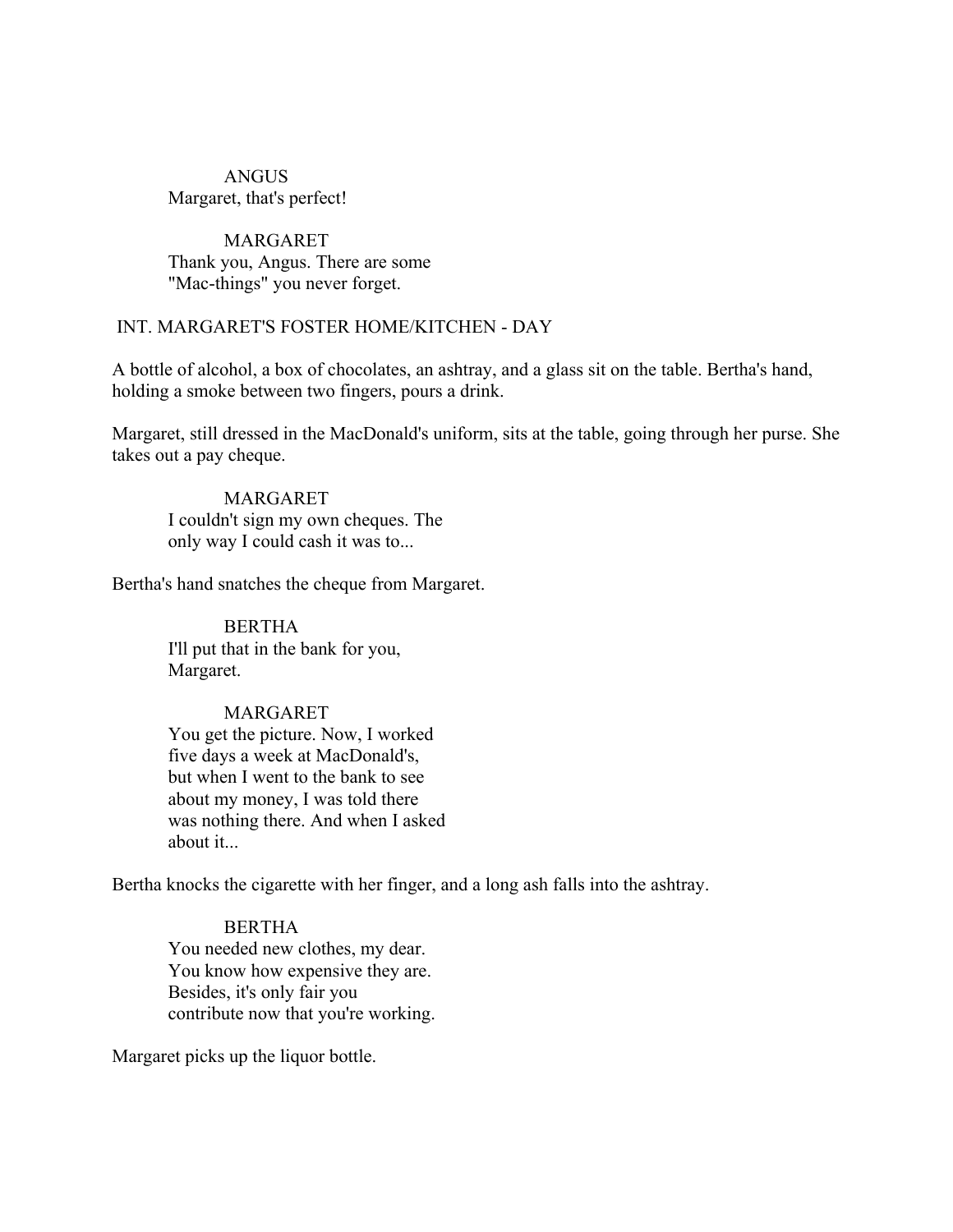ANGUS
Margaret, that's perfect!

MARGARET
Thank you, Angus. There are some "Mac-things" you never forget.

INT. MARGARET'S FOSTER HOME/KITCHEN - DAY

A bottle of alcohol, a box of chocolates, an ashtray, and a glass sit on the table. Bertha's hand, holding a smoke between two fingers, pours a drink.

Margaret, still dressed in the MacDonald's uniform, sits at the table, going through her purse. She takes out a pay cheque.

MARGARET
I couldn't sign my own cheques. The only way I could cash it was to...

Bertha's hand snatches the cheque from Margaret.

BERTHA
I'll put that in the bank for you, Margaret.

MARGARET
You get the picture. Now, I worked five days a week at MacDonald's, but when I went to the bank to see about my money, I was told there was nothing there. And when I asked about it...

Bertha knocks the cigarette with her finger, and a long ash falls into the ashtray.

BERTHA
You needed new clothes, my dear. You know how expensive they are. Besides, it's only fair you contribute now that you're working.

Margaret picks up the liquor bottle.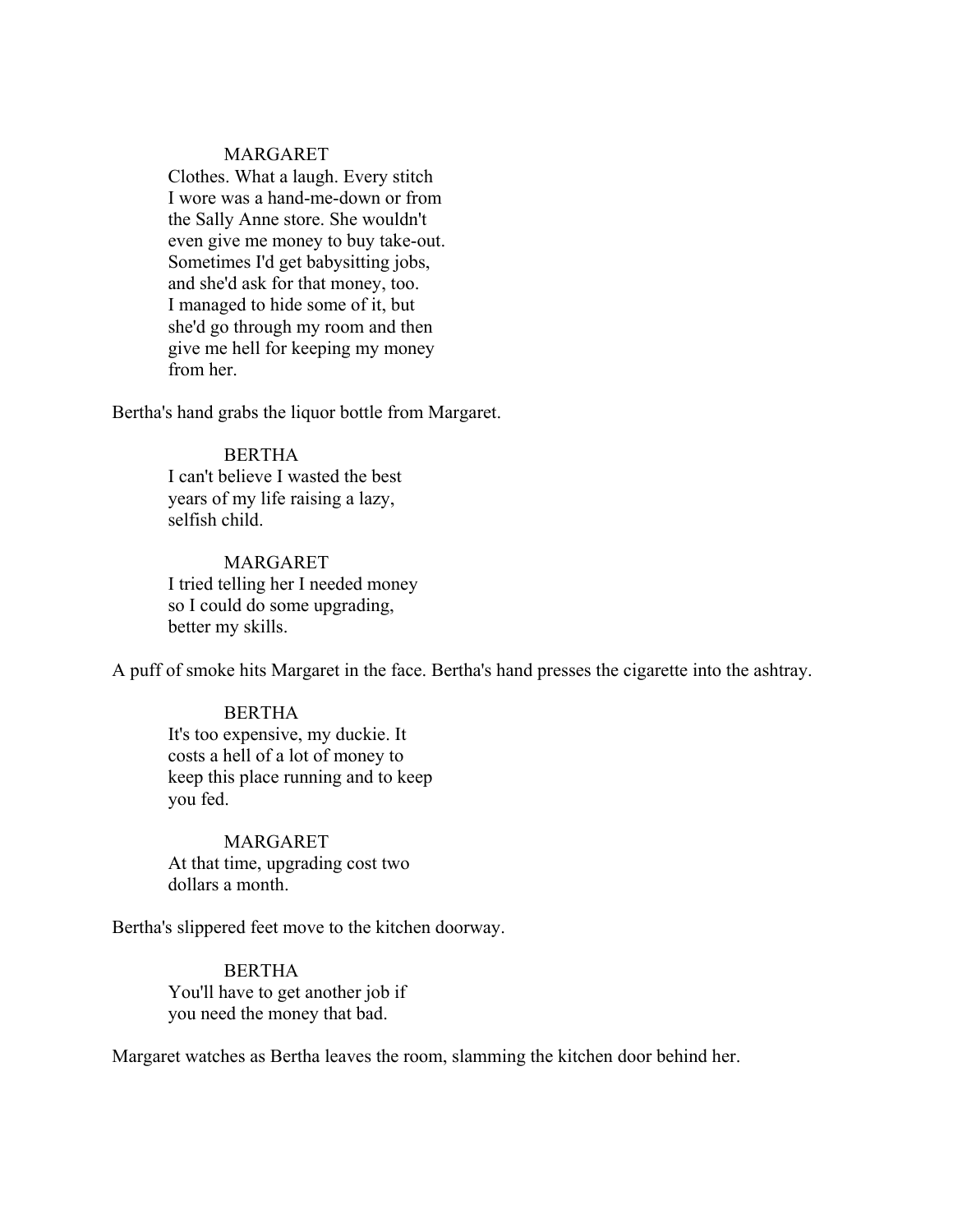MARGARET

Clothes. What a laugh. Every stitch I wore was a hand-me-down or from the Sally Anne store. She wouldn't even give me money to buy take-out. Sometimes I'd get babysitting jobs, and she'd ask for that money, too. I managed to hide some of it, but she'd go through my room and then give me hell for keeping my money from her.

Bertha's hand grabs the liquor bottle from Margaret.

BERTHA

I can't believe I wasted the best years of my life raising a lazy, selfish child.

MARGARET

I tried telling her I needed money so I could do some upgrading, better my skills.

A puff of smoke hits Margaret in the face. Bertha's hand presses the cigarette into the ashtray.

BERTHA

It's too expensive, my duckie. It costs a hell of a lot of money to keep this place running and to keep you fed.

MARGARET

At that time, upgrading cost two dollars a month.

Bertha's slippered feet move to the kitchen doorway.

BERTHA

You'll have to get another job if you need the money that bad.

Margaret watches as Bertha leaves the room, slamming the kitchen door behind her.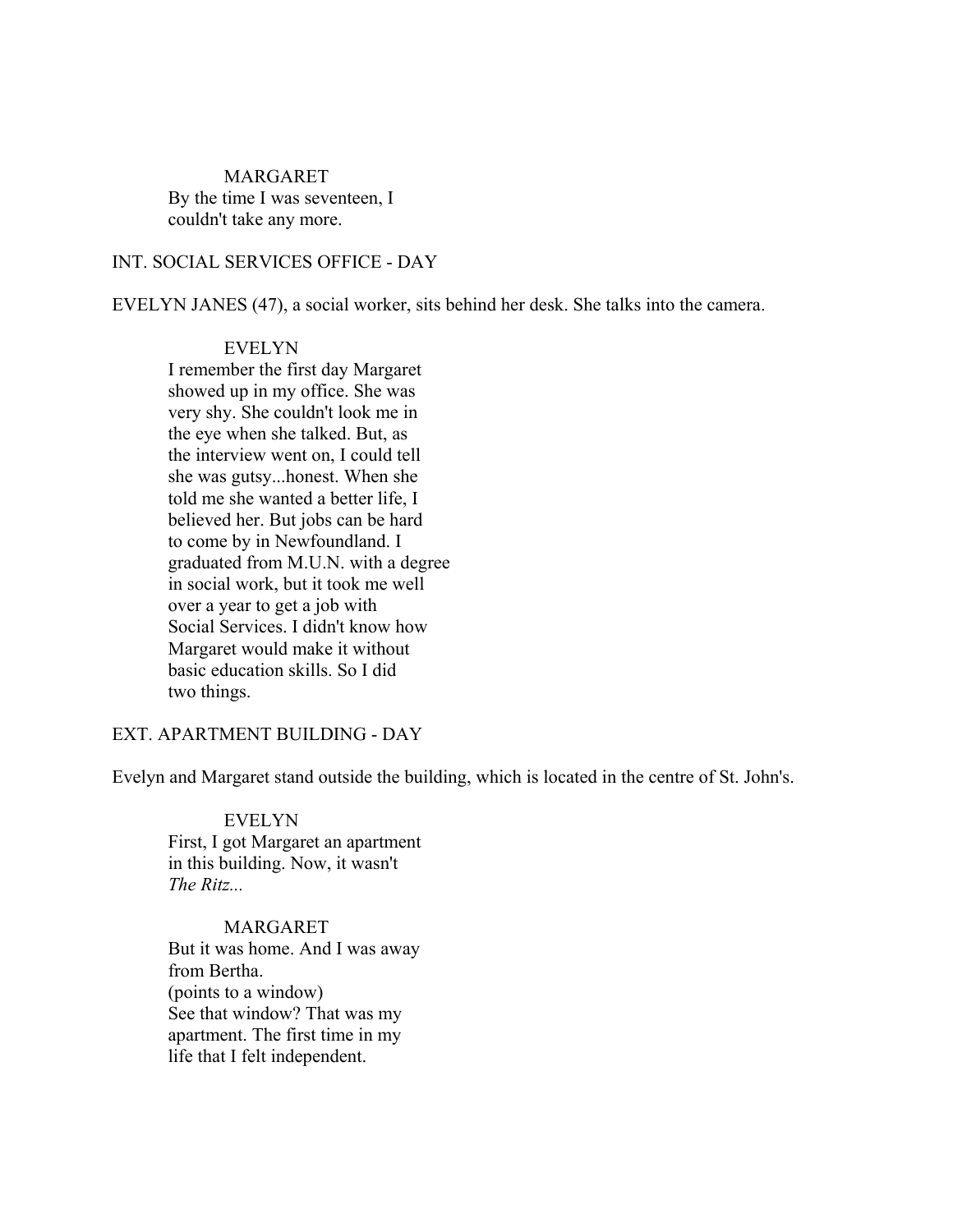MARGARET
By the time I was seventeen, I
couldn't take any more.

INT. SOCIAL SERVICES OFFICE - DAY

EVELYN JANES (47), a social worker, sits behind her desk. She talks into the camera.

EVELYN
I remember the first day Margaret
showed up in my office. She was
very shy. She couldn't look me in
the eye when she talked. But, as
the interview went on, I could tell
she was gutsy...honest. When she
told me she wanted a better life, I
believed her. But jobs can be hard
to come by in Newfoundland. I
graduated from M.U.N. with a degree
in social work, but it took me well
over a year to get a job with
Social Services. I didn't know how
Margaret would make it without
basic education skills. So I did
two things.

EXT. APARTMENT BUILDING - DAY

Evelyn and Margaret stand outside the building, which is located in the centre of St. John's.

EVELYN
First, I got Margaret an apartment
in this building. Now, it wasn't
*The Ritz...*

MARGARET
But it was home. And I was away
from Bertha.
(points to a window)
See that window? That was my
apartment. The first time in my
life that I felt independent.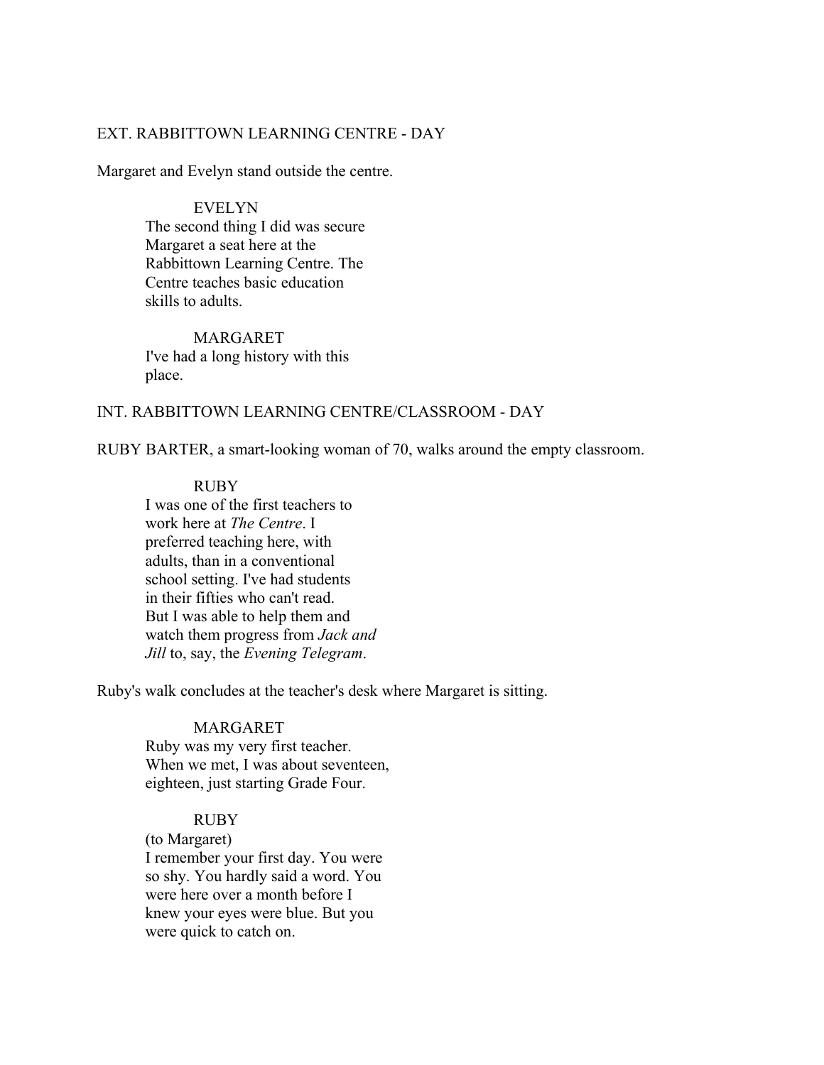EXT. RABBITTOWN LEARNING CENTRE - DAY

Margaret and Evelyn stand outside the centre.

EVELYN

The second thing I did was secure Margaret a seat here at the Rabbittown Learning Centre. The Centre teaches basic education skills to adults.

MARGARET

I've had a long history with this place.

INT. RABBITTOWN LEARNING CENTRE/CLASSROOM - DAY

RUBY BARTER, a smart-looking woman of 70, walks around the empty classroom.

RUBY

I was one of the first teachers to work here at *The Centre*. I preferred teaching here, with adults, than in a conventional school setting. I've had students in their fifties who can't read. But I was able to help them and watch them progress from *Jack and Jill* to, say, the *Evening Telegram*.

Ruby's walk concludes at the teacher's desk where Margaret is sitting.

MARGARET

Ruby was my very first teacher. When we met, I was about seventeen, eighteen, just starting Grade Four.

RUBY

(to Margaret)

I remember your first day. You were so shy. You hardly said a word. You were here over a month before I knew your eyes were blue. But you were quick to catch on.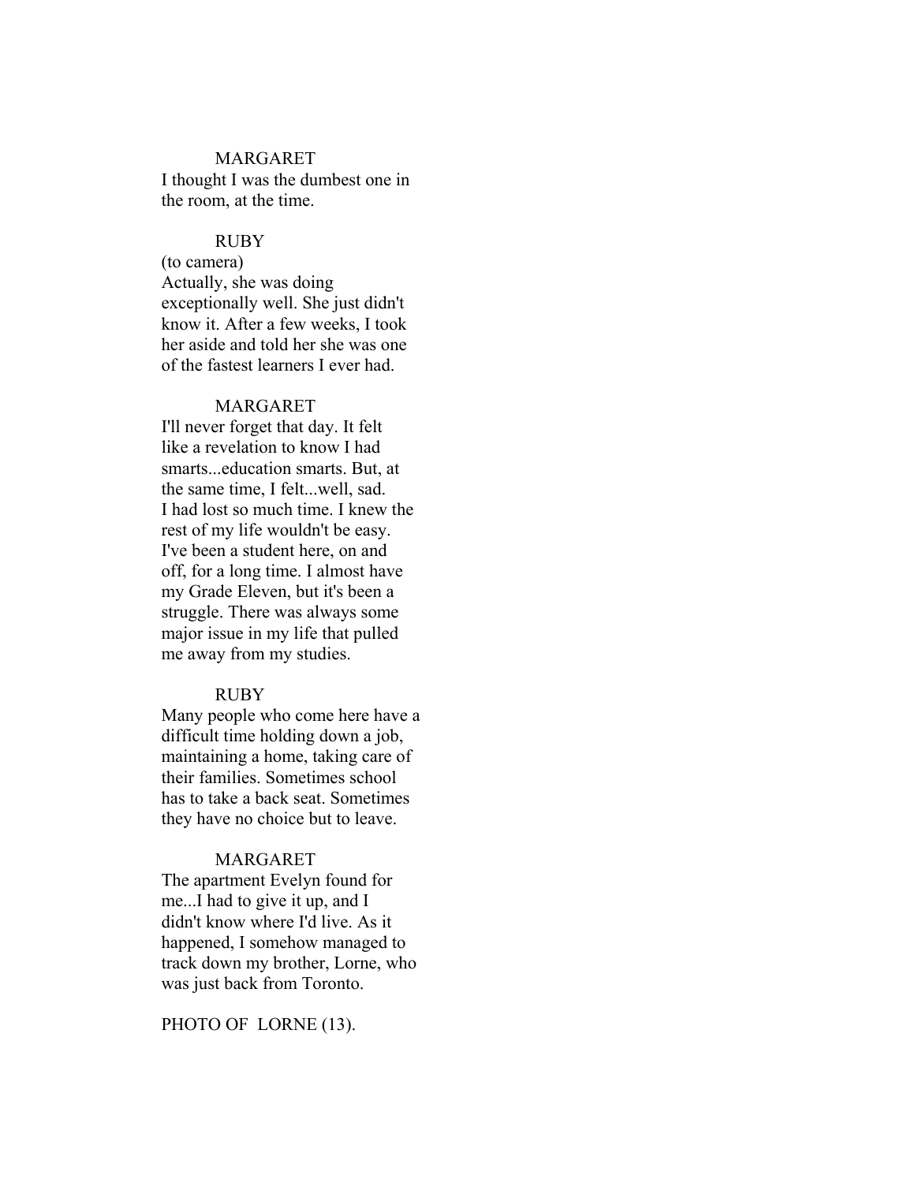MARGARET

I thought I was the dumbest one in the room, at the time.

RUBY

(to camera)

Actually, she was doing exceptionally well. She just didn't know it. After a few weeks, I took her aside and told her she was one of the fastest learners I ever had.

MARGARET

I'll never forget that day. It felt like a revelation to know I had smarts...education smarts. But, at the same time, I felt...well, sad. I had lost so much time. I knew the rest of my life wouldn't be easy. I've been a student here, on and off, for a long time. I almost have my Grade Eleven, but it's been a struggle. There was always some major issue in my life that pulled me away from my studies.

RUBY

Many people who come here have a difficult time holding down a job, maintaining a home, taking care of their families. Sometimes school has to take a back seat. Sometimes they have no choice but to leave.

MARGARET

The apartment Evelyn found for me...I had to give it up, and I didn't know where I'd live. As it happened, I somehow managed to track down my brother, Lorne, who was just back from Toronto.

PHOTO OF LORNE (13).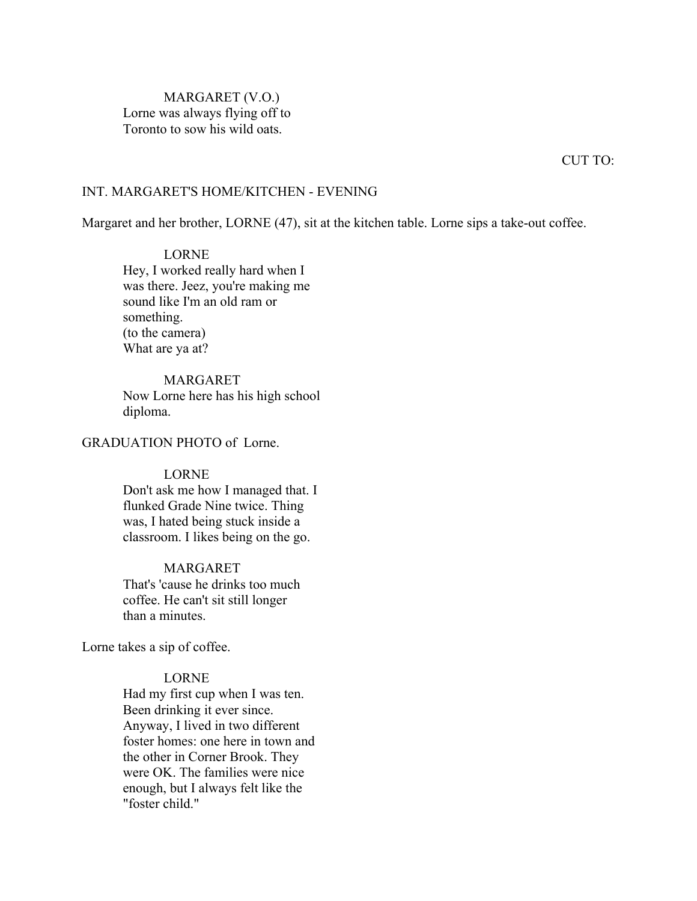MARGARET (V.O.)
Lorne was always flying off to
Toronto to sow his wild oats.

CUT TO:

INT. MARGARET'S HOME/KITCHEN - EVENING

Margaret and her brother, LORNE (47), sit at the kitchen table. Lorne sips a take-out coffee.

LORNE
Hey, I worked really hard when I
was there. Jeez, you're making me
sound like I'm an old ram or
something.
(to the camera)
What are ya at?

MARGARET
Now Lorne here has his high school
diploma.

GRADUATION PHOTO of Lorne.

LORNE
Don't ask me how I managed that. I
flunked Grade Nine twice. Thing
was, I hated being stuck inside a
classroom. I likes being on the go.

MARGARET
That's 'cause he drinks too much
coffee. He can't sit still longer
than a minutes.

Lorne takes a sip of coffee.

LORNE
Had my first cup when I was ten.
Been drinking it ever since.
Anyway, I lived in two different
foster homes: one here in town and
the other in Corner Brook. They
were OK. The families were nice
enough, but I always felt like the
"foster child."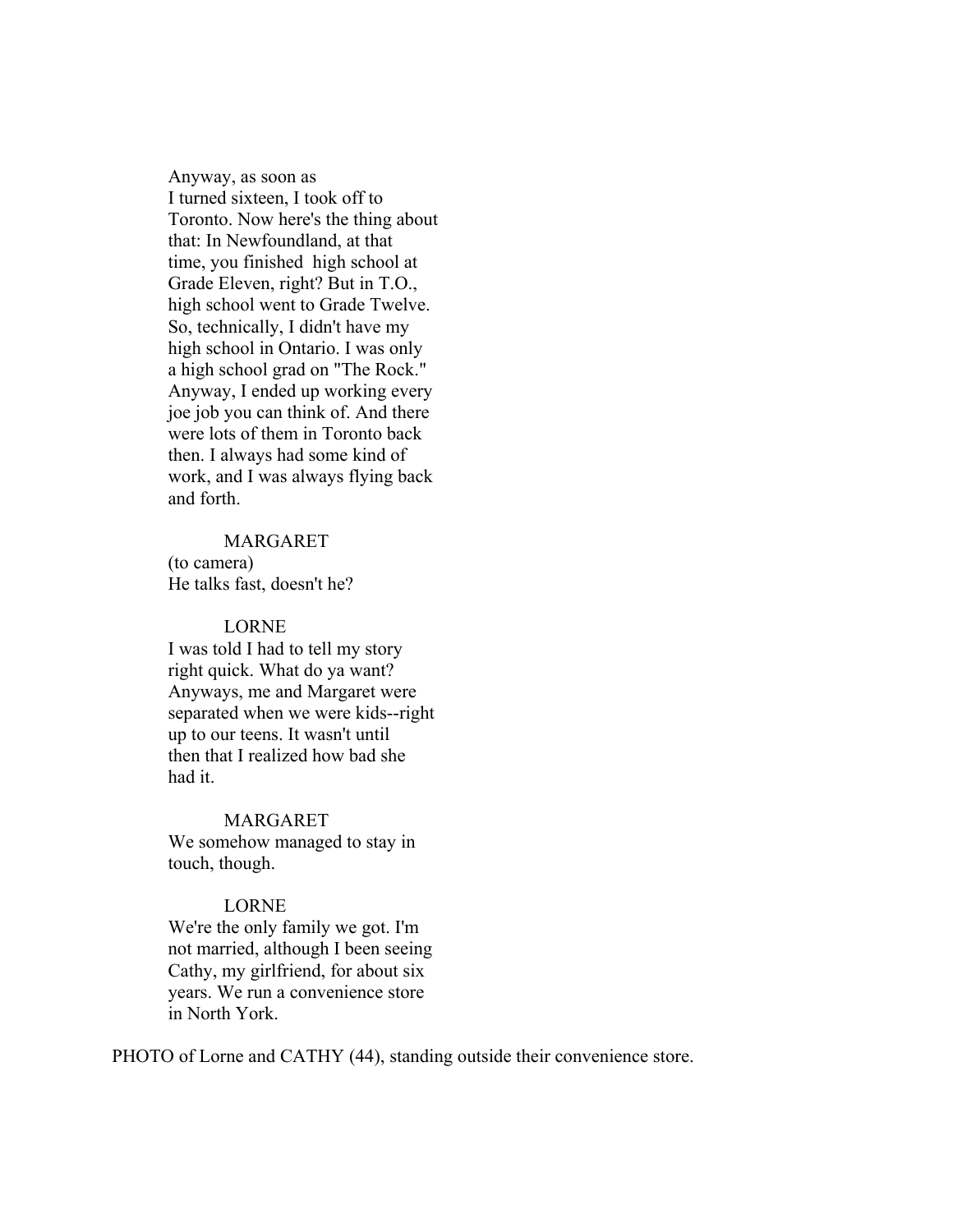Anyway, as soon as I turned sixteen, I took off to Toronto. Now here's the thing about that: In Newfoundland, at that time, you finished high school at Grade Eleven, right? But in T.O., high school went to Grade Twelve. So, technically, I didn't have my high school in Ontario. I was only a high school grad on "The Rock." Anyway, I ended up working every joe job you can think of. And there were lots of them in Toronto back then. I always had some kind of work, and I was always flying back and forth.

MARGARET
(to camera)
He talks fast, doesn't he?

LORNE
I was told I had to tell my story right quick. What do ya want? Anyways, me and Margaret were separated when we were kids--right up to our teens. It wasn't until then that I realized how bad she had it.

MARGARET
We somehow managed to stay in touch, though.

LORNE
We're the only family we got. I'm not married, although I been seeing Cathy, my girlfriend, for about six years. We run a convenience store in North York.

PHOTO of Lorne and CATHY (44), standing outside their convenience store.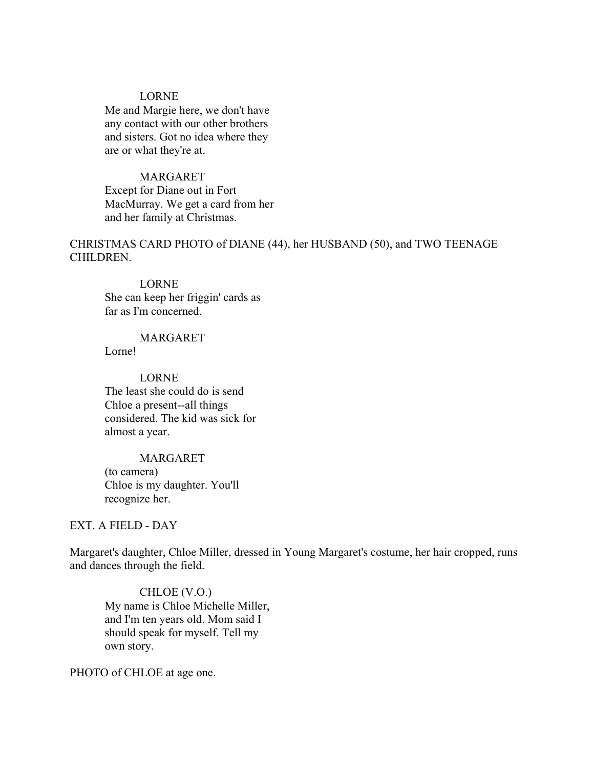LORNE
Me and Margie here, we don't have any contact with our other brothers and sisters. Got no idea where they are or what they're at.

MARGARET
Except for Diane out in Fort MacMurray. We get a card from her and her family at Christmas.

CHRISTMAS CARD PHOTO of DIANE (44), her HUSBAND (50), and TWO TEENAGE CHILDREN.

LORNE
She can keep her friggin' cards as far as I'm concerned.

MARGARET
Lorne!

LORNE
The least she could do is send Chloe a present--all things considered. The kid was sick for almost a year.

MARGARET
(to camera)
Chloe is my daughter. You'll recognize her.

EXT. A FIELD - DAY

Margaret's daughter, Chloe Miller, dressed in Young Margaret's costume, her hair cropped, runs and dances through the field.

CHLOE (V.O.)
My name is Chloe Michelle Miller, and I'm ten years old. Mom said I should speak for myself. Tell my own story.

PHOTO of CHLOE at age one.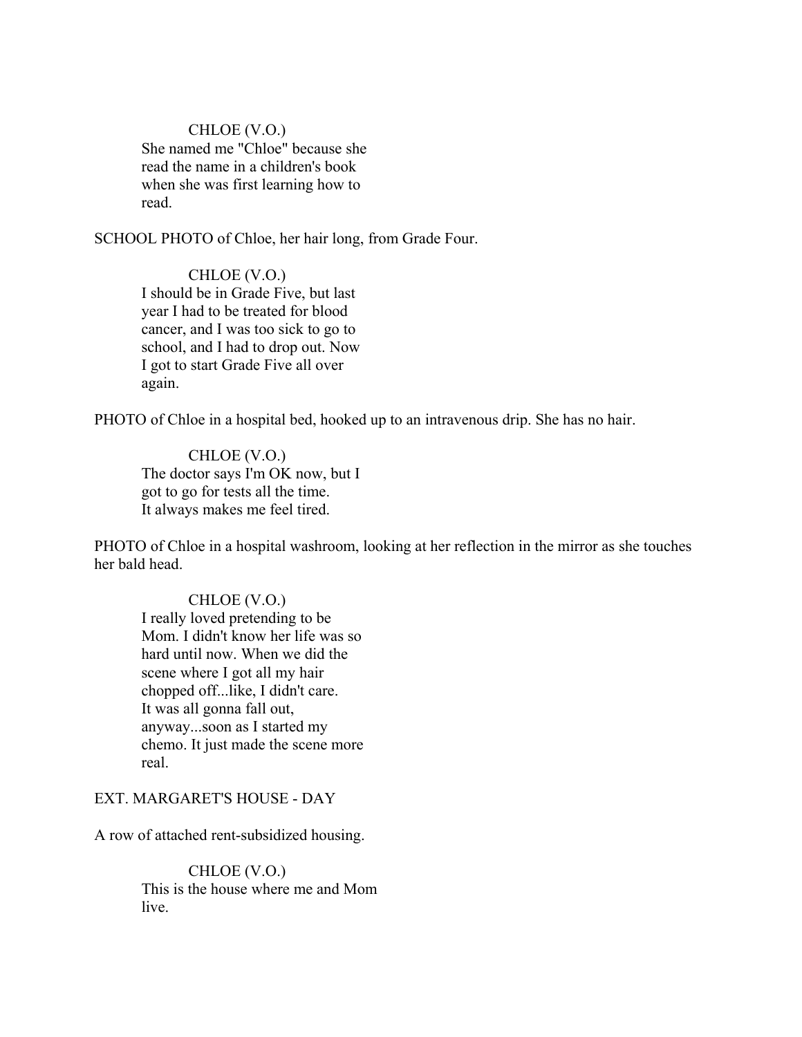CHLOE (V.O.)
She named me "Chloe" because she read the name in a children's book when she was first learning how to read.

SCHOOL PHOTO of Chloe, her hair long, from Grade Four.

CHLOE (V.O.)
I should be in Grade Five, but last year I had to be treated for blood cancer, and I was too sick to go to school, and I had to drop out. Now I got to start Grade Five all over again.

PHOTO of Chloe in a hospital bed, hooked up to an intravenous drip. She has no hair.

CHLOE (V.O.)
The doctor says I'm OK now, but I got to go for tests all the time. It always makes me feel tired.

PHOTO of Chloe in a hospital washroom, looking at her reflection in the mirror as she touches her bald head.

CHLOE (V.O.)
I really loved pretending to be Mom. I didn't know her life was so hard until now. When we did the scene where I got all my hair chopped off...like, I didn't care. It was all gonna fall out, anyway...soon as I started my chemo. It just made the scene more real.

EXT. MARGARET'S HOUSE - DAY

A row of attached rent-subsidized housing.

CHLOE (V.O.)
This is the house where me and Mom live.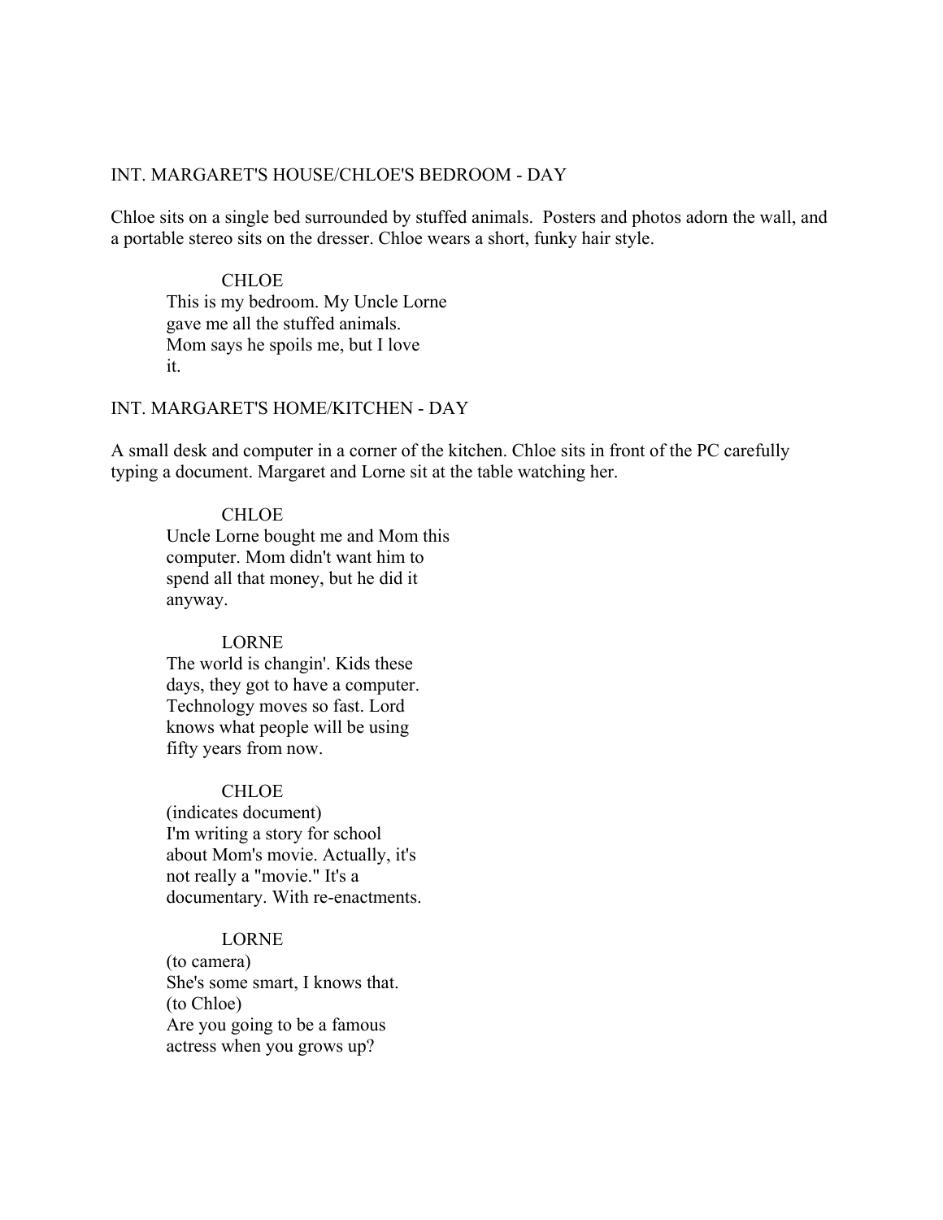INT. MARGARET'S HOUSE/CHLOE'S BEDROOM - DAY

Chloe sits on a single bed surrounded by stuffed animals. Posters and photos adorn the wall, and a portable stereo sits on the dresser. Chloe wears a short, funky hair style.

CHLOE
This is my bedroom. My Uncle Lorne gave me all the stuffed animals. Mom says he spoils me, but I love it.

INT. MARGARET'S HOME/KITCHEN - DAY

A small desk and computer in a corner of the kitchen. Chloe sits in front of the PC carefully typing a document. Margaret and Lorne sit at the table watching her.

CHLOE
Uncle Lorne bought me and Mom this computer. Mom didn't want him to spend all that money, but he did it anyway.

LORNE
The world is changin'. Kids these days, they got to have a computer. Technology moves so fast. Lord knows what people will be using fifty years from now.

CHLOE
(indicates document)
I'm writing a story for school about Mom's movie. Actually, it's not really a "movie." It's a documentary. With re-enactments.

LORNE
(to camera)
She's some smart, I knows that.
(to Chloe)
Are you going to be a famous actress when you grows up?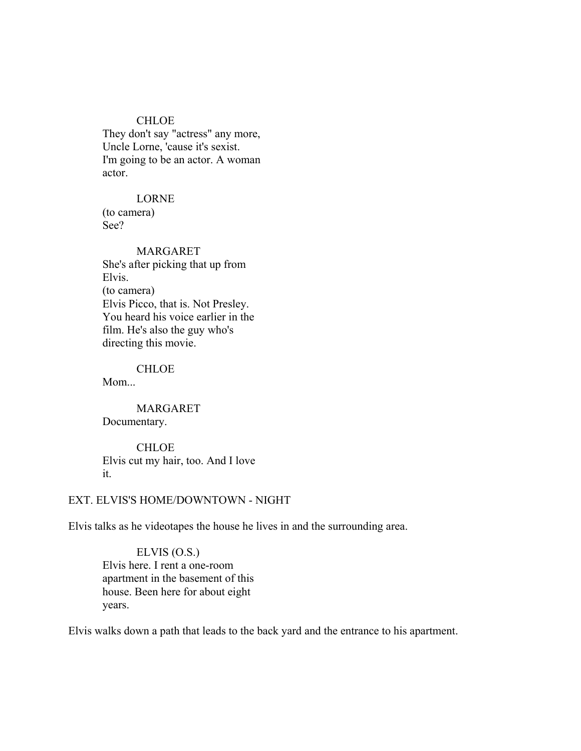CHLOE
They don't say "actress" any more, Uncle Lorne, 'cause it's sexist. I'm going to be an actor. A woman actor.

LORNE
(to camera)
See?

MARGARET
She's after picking that up from Elvis.
(to camera)
Elvis Picco, that is. Not Presley. You heard his voice earlier in the film. He's also the guy who's directing this movie.

CHLOE
Mom...

MARGARET
Documentary.

CHLOE
Elvis cut my hair, too. And I love it.

EXT. ELVIS'S HOME/DOWNTOWN - NIGHT

Elvis talks as he videotapes the house he lives in and the surrounding area.

ELVIS (O.S.)
Elvis here. I rent a one-room apartment in the basement of this house. Been here for about eight years.

Elvis walks down a path that leads to the back yard and the entrance to his apartment.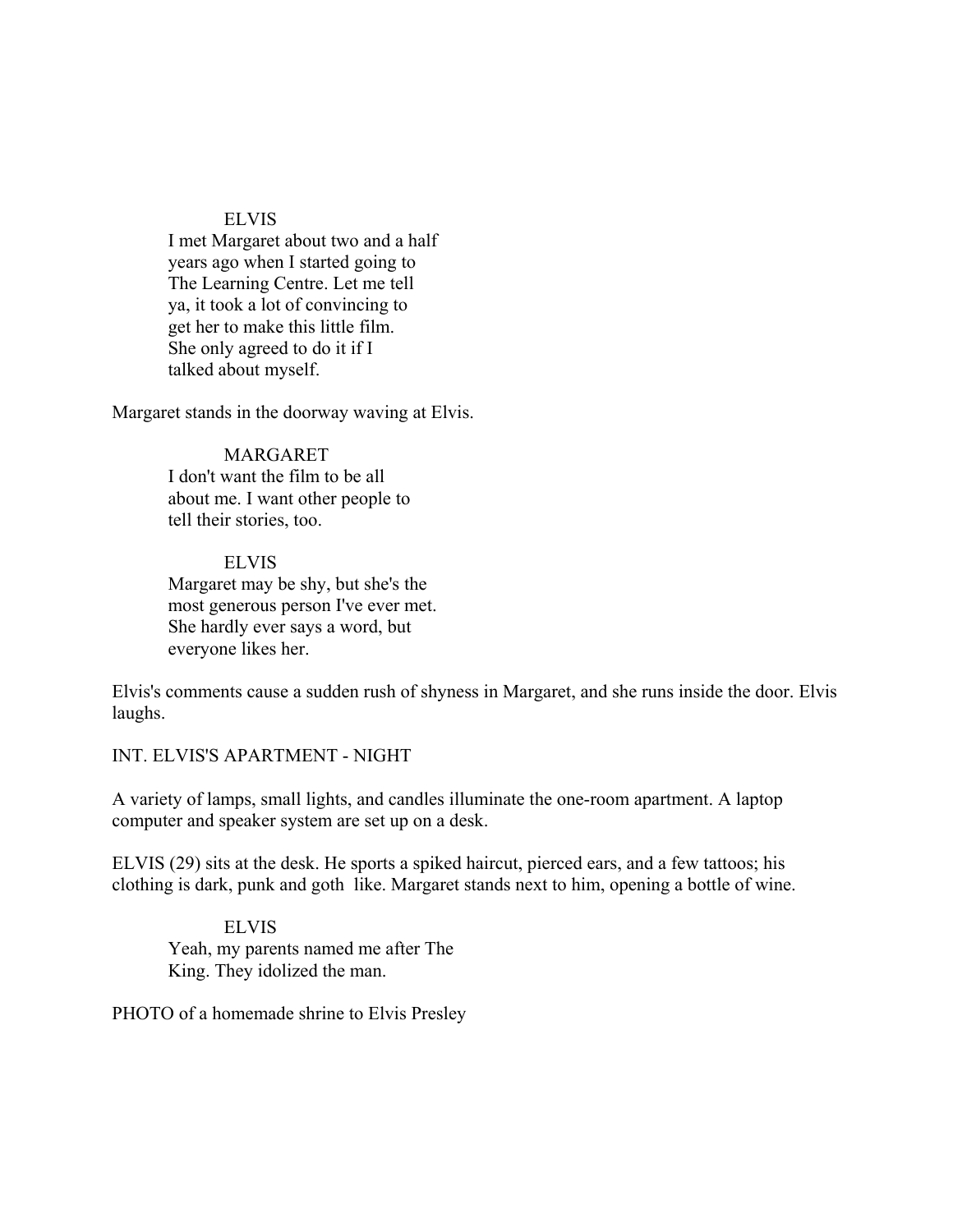ELVIS

I met Margaret about two and a half years ago when I started going to The Learning Centre. Let me tell ya, it took a lot of convincing to get her to make this little film. She only agreed to do it if I talked about myself.

Margaret stands in the doorway waving at Elvis.

MARGARET

I don't want the film to be all about me. I want other people to tell their stories, too.

ELVIS

Margaret may be shy, but she's the most generous person I've ever met. She hardly ever says a word, but everyone likes her.

Elvis's comments cause a sudden rush of shyness in Margaret, and she runs inside the door. Elvis laughs.

INT. ELVIS'S APARTMENT - NIGHT

A variety of lamps, small lights, and candles illuminate the one-room apartment. A laptop computer and speaker system are set up on a desk.

ELVIS (29) sits at the desk. He sports a spiked haircut, pierced ears, and a few tattoos; his clothing is dark, punk and goth like. Margaret stands next to him, opening a bottle of wine.

ELVIS

Yeah, my parents named me after The King. They idolized the man.

PHOTO of a homemade shrine to Elvis Presley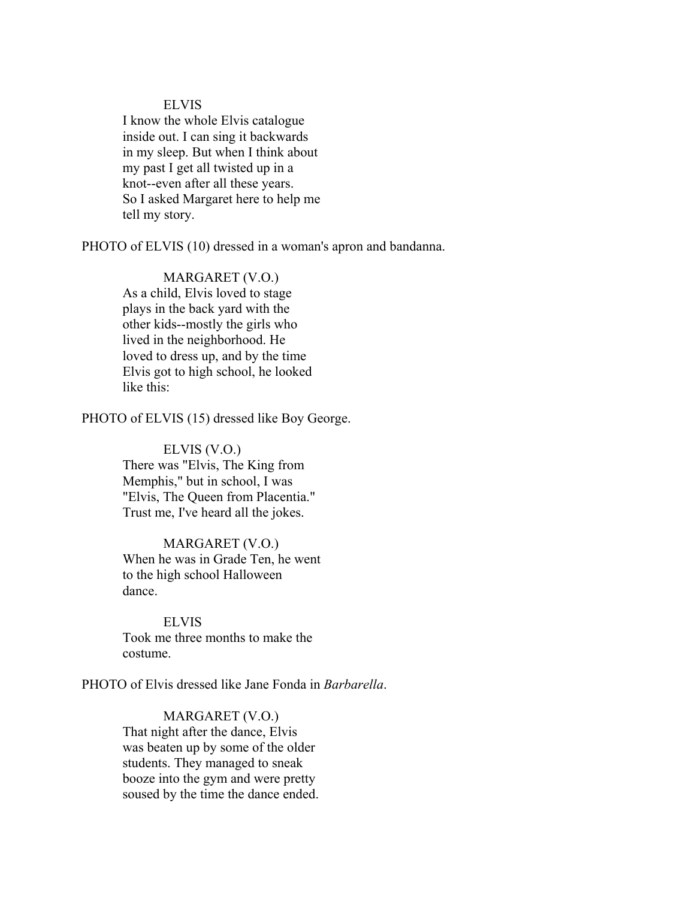ELVIS

I know the whole Elvis catalogue inside out. I can sing it backwards in my sleep. But when I think about my past I get all twisted up in a knot--even after all these years. So I asked Margaret here to help me tell my story.

PHOTO of ELVIS (10) dressed in a woman's apron and bandanna.

MARGARET (V.O.)

As a child, Elvis loved to stage plays in the back yard with the other kids--mostly the girls who lived in the neighborhood. He loved to dress up, and by the time Elvis got to high school, he looked like this:

PHOTO of ELVIS (15) dressed like Boy George.

ELVIS (V.O.)

There was "Elvis, The King from Memphis," but in school, I was "Elvis, The Queen from Placentia." Trust me, I've heard all the jokes.

MARGARET (V.O.)

When he was in Grade Ten, he went to the high school Halloween dance.

ELVIS

Took me three months to make the costume.

PHOTO of Elvis dressed like Jane Fonda in *Barbarella*.

MARGARET (V.O.)

That night after the dance, Elvis was beaten up by some of the older students. They managed to sneak booze into the gym and were pretty soused by the time the dance ended.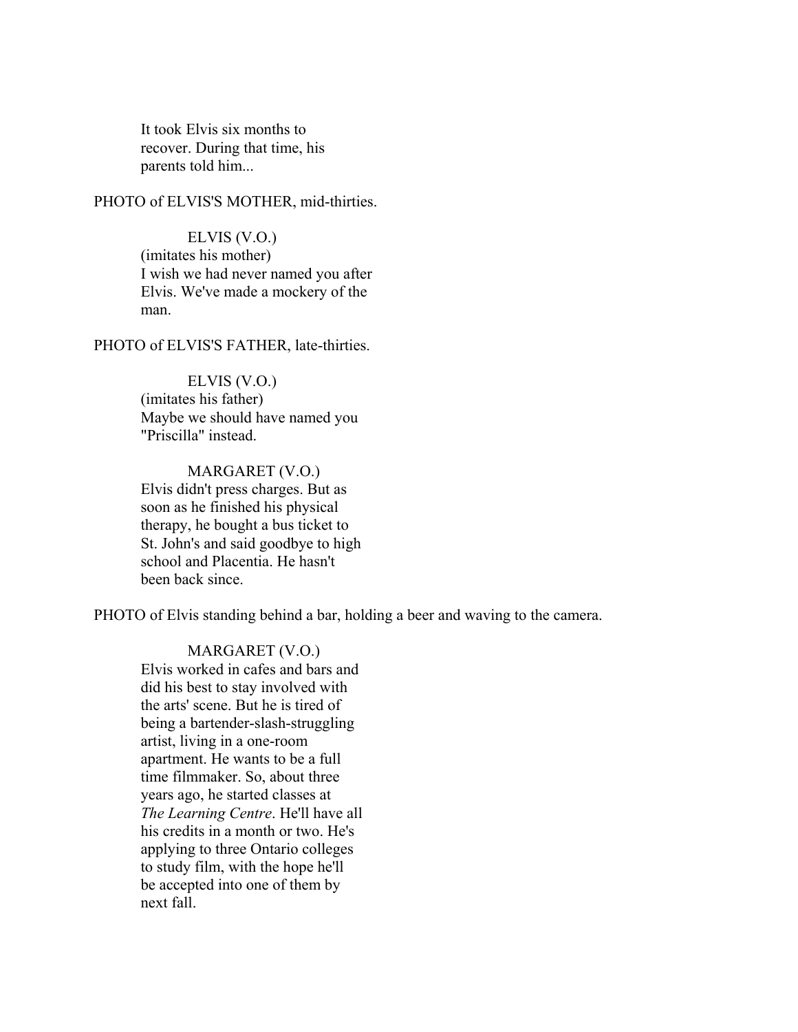It took Elvis six months to recover. During that time, his parents told him...

PHOTO of ELVIS'S MOTHER, mid-thirties.

ELVIS (V.O.)
(imitates his mother)
I wish we had never named you after Elvis. We've made a mockery of the man.

PHOTO of ELVIS'S FATHER, late-thirties.

ELVIS (V.O.)
(imitates his father)
Maybe we should have named you "Priscilla" instead.

MARGARET (V.O.)
Elvis didn't press charges. But as soon as he finished his physical therapy, he bought a bus ticket to St. John's and said goodbye to high school and Placentia. He hasn't been back since.

PHOTO of Elvis standing behind a bar, holding a beer and waving to the camera.

MARGARET (V.O.)
Elvis worked in cafes and bars and did his best to stay involved with the arts' scene. But he is tired of being a bartender-slash-struggling artist, living in a one-room apartment. He wants to be a full time filmmaker. So, about three years ago, he started classes at *The Learning Centre*. He'll have all his credits in a month or two. He's applying to three Ontario colleges to study film, with the hope he'll be accepted into one of them by next fall.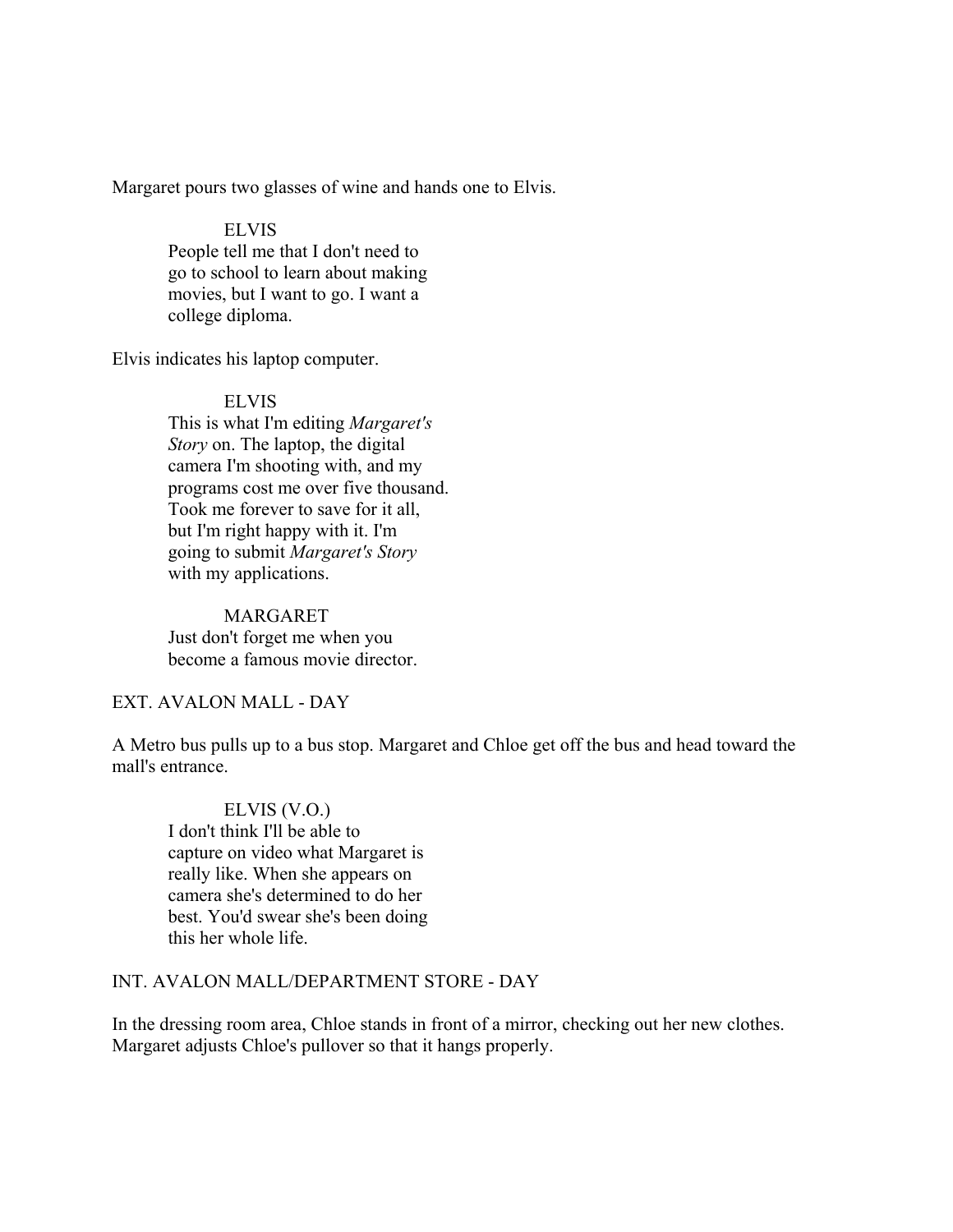Margaret pours two glasses of wine and hands one to Elvis.

ELVIS
People tell me that I don't need to go to school to learn about making movies, but I want to go. I want a college diploma.

Elvis indicates his laptop computer.

ELVIS
This is what I'm editing *Margaret's Story* on. The laptop, the digital camera I'm shooting with, and my programs cost me over five thousand. Took me forever to save for it all, but I'm right happy with it. I'm going to submit *Margaret's Story* with my applications.

MARGARET
Just don't forget me when you become a famous movie director.

EXT. AVALON MALL - DAY

A Metro bus pulls up to a bus stop. Margaret and Chloe get off the bus and head toward the mall's entrance.

ELVIS (V.O.)
I don't think I'll be able to capture on video what Margaret is really like. When she appears on camera she's determined to do her best. You'd swear she's been doing this her whole life.

INT. AVALON MALL/DEPARTMENT STORE - DAY

In the dressing room area, Chloe stands in front of a mirror, checking out her new clothes. Margaret adjusts Chloe's pullover so that it hangs properly.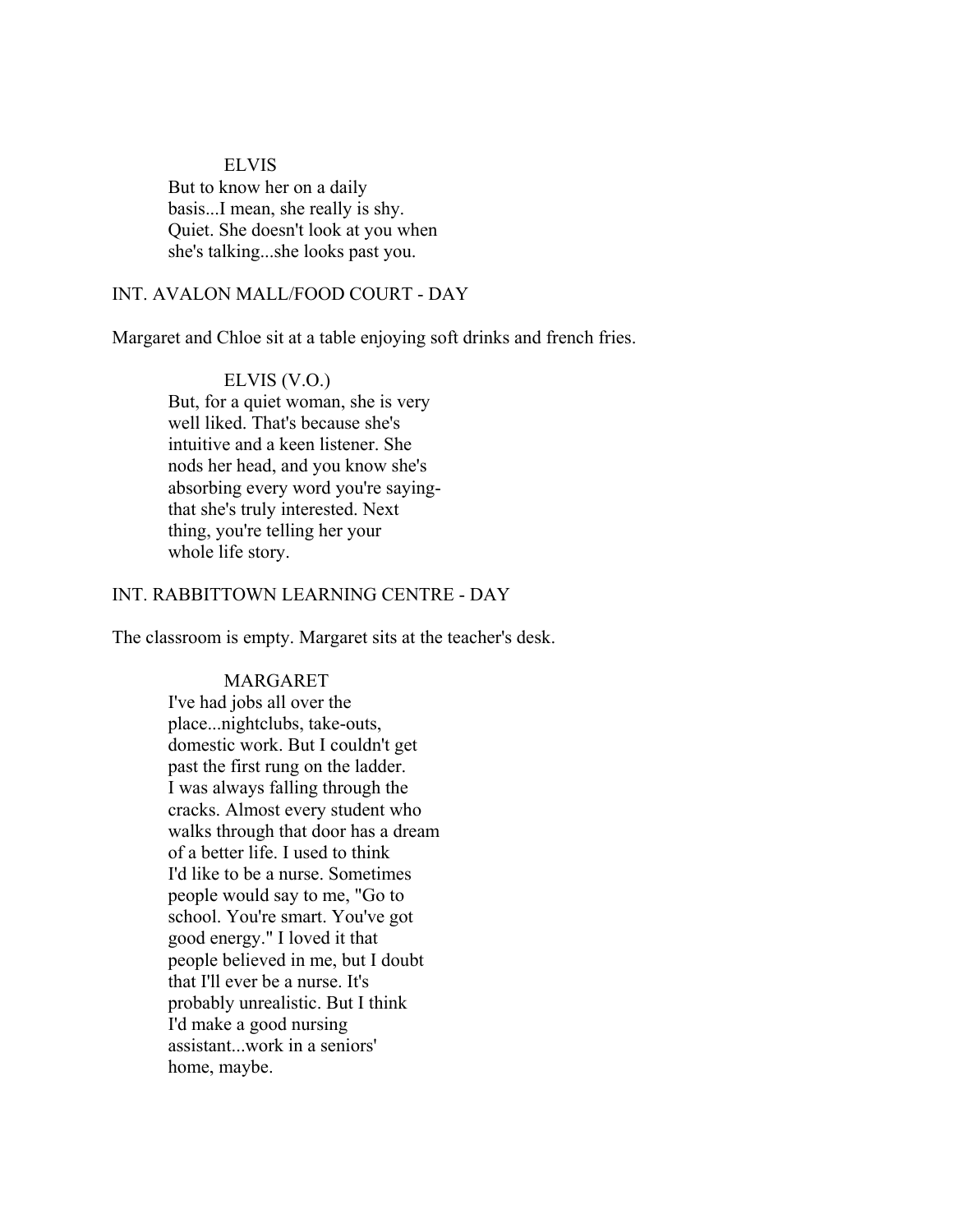ELVIS

But to know her on a daily basis...I mean, she really is shy. Quiet. She doesn't look at you when she's talking...she looks past you.

INT. AVALON MALL/FOOD COURT - DAY

Margaret and Chloe sit at a table enjoying soft drinks and french fries.

ELVIS (V.O.)

But, for a quiet woman, she is very well liked. That's because she's intuitive and a keen listener. She nods her head, and you know she's absorbing every word you're saying-that she's truly interested. Next thing, you're telling her your whole life story.

INT. RABBITTOWN LEARNING CENTRE - DAY

The classroom is empty. Margaret sits at the teacher's desk.

MARGARET

I've had jobs all over the place...nightclubs, take-outs, domestic work. But I couldn't get past the first rung on the ladder. I was always falling through the cracks. Almost every student who walks through that door has a dream of a better life. I used to think I'd like to be a nurse. Sometimes people would say to me, "Go to school. You're smart. You've got good energy." I loved it that people believed in me, but I doubt that I'll ever be a nurse. It's probably unrealistic. But I think I'd make a good nursing assistant...work in a seniors' home, maybe.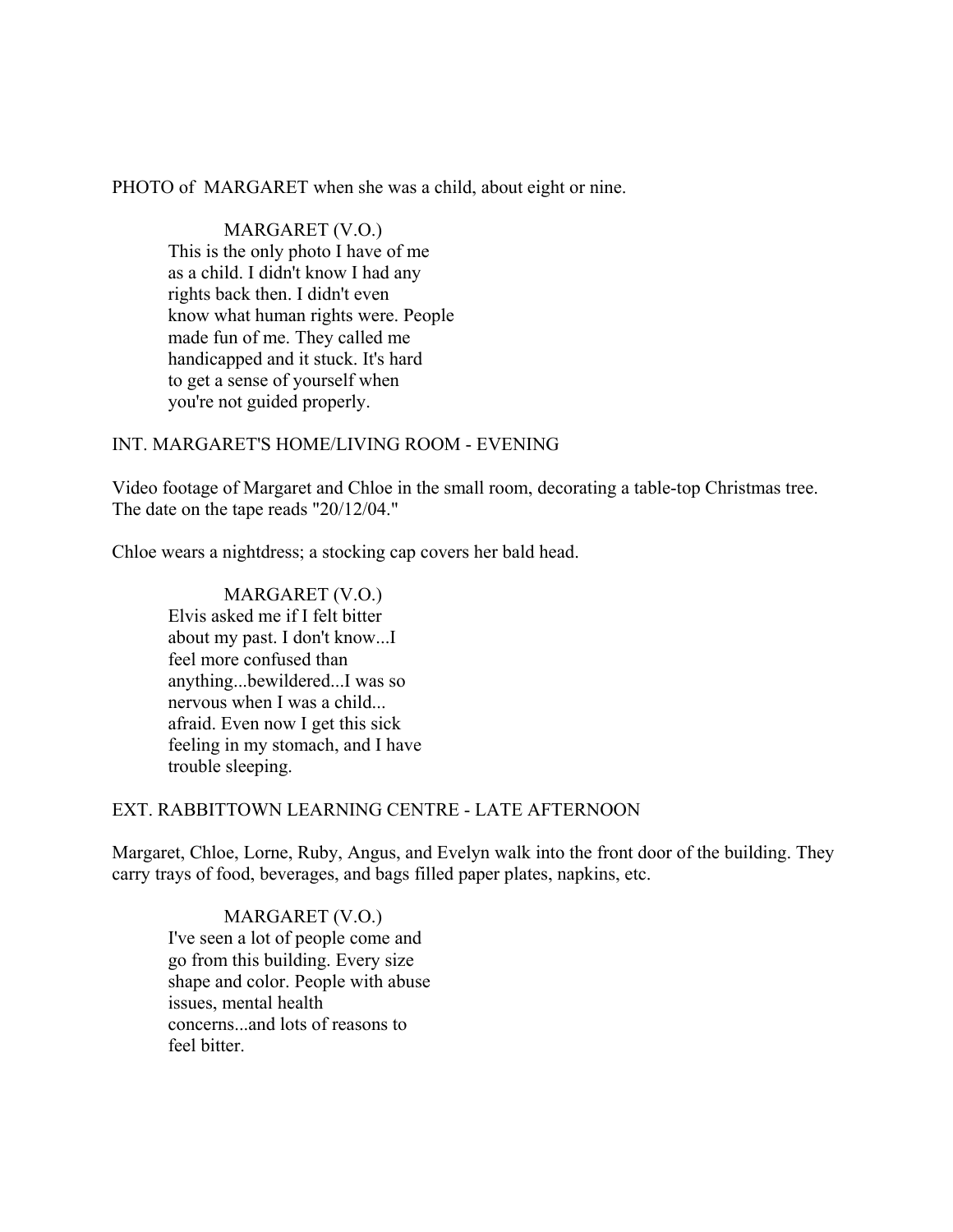PHOTO of MARGARET when she was a child, about eight or nine.

MARGARET (V.O.)
This is the only photo I have of me as a child. I didn't know I had any rights back then. I didn't even know what human rights were. People made fun of me. They called me handicapped and it stuck. It's hard to get a sense of yourself when you're not guided properly.

INT. MARGARET'S HOME/LIVING ROOM - EVENING

Video footage of Margaret and Chloe in the small room, decorating a table-top Christmas tree. The date on the tape reads "20/12/04."

Chloe wears a nightdress; a stocking cap covers her bald head.

MARGARET (V.O.)
Elvis asked me if I felt bitter about my past. I don't know...I feel more confused than anything...bewildered...I was so nervous when I was a child... afraid. Even now I get this sick feeling in my stomach, and I have trouble sleeping.

EXT. RABBITTOWN LEARNING CENTRE - LATE AFTERNOON

Margaret, Chloe, Lorne, Ruby, Angus, and Evelyn walk into the front door of the building. They carry trays of food, beverages, and bags filled paper plates, napkins, etc.

MARGARET (V.O.)
I've seen a lot of people come and go from this building. Every size shape and color. People with abuse issues, mental health concerns...and lots of reasons to feel bitter.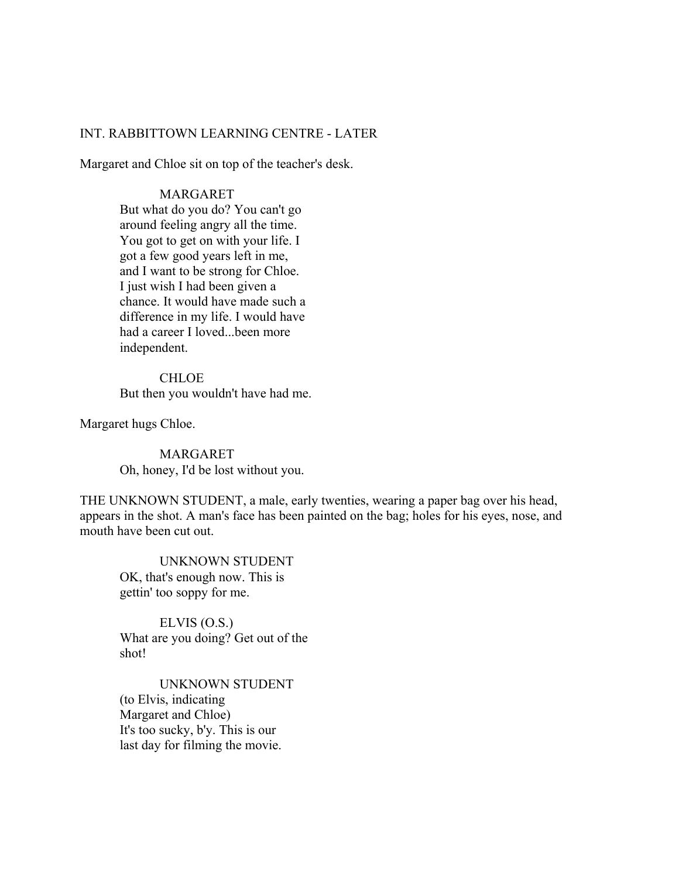INT. RABBITTOWN LEARNING CENTRE - LATER

Margaret and Chloe sit on top of the teacher's desk.

MARGARET
But what do you do? You can't go around feeling angry all the time. You got to get on with your life. I got a few good years left in me, and I want to be strong for Chloe. I just wish I had been given a chance. It would have made such a difference in my life. I would have had a career I loved...been more independent.

CHLOE
But then you wouldn't have had me.

Margaret hugs Chloe.

MARGARET
Oh, honey, I'd be lost without you.

THE UNKNOWN STUDENT, a male, early twenties, wearing a paper bag over his head, appears in the shot. A man's face has been painted on the bag; holes for his eyes, nose, and mouth have been cut out.

UNKNOWN STUDENT
OK, that's enough now. This is gettin' too soppy for me.

ELVIS (O.S.)
What are you doing? Get out of the shot!

UNKNOWN STUDENT
(to Elvis, indicating Margaret and Chloe)
It's too sucky, b'y. This is our last day for filming the movie.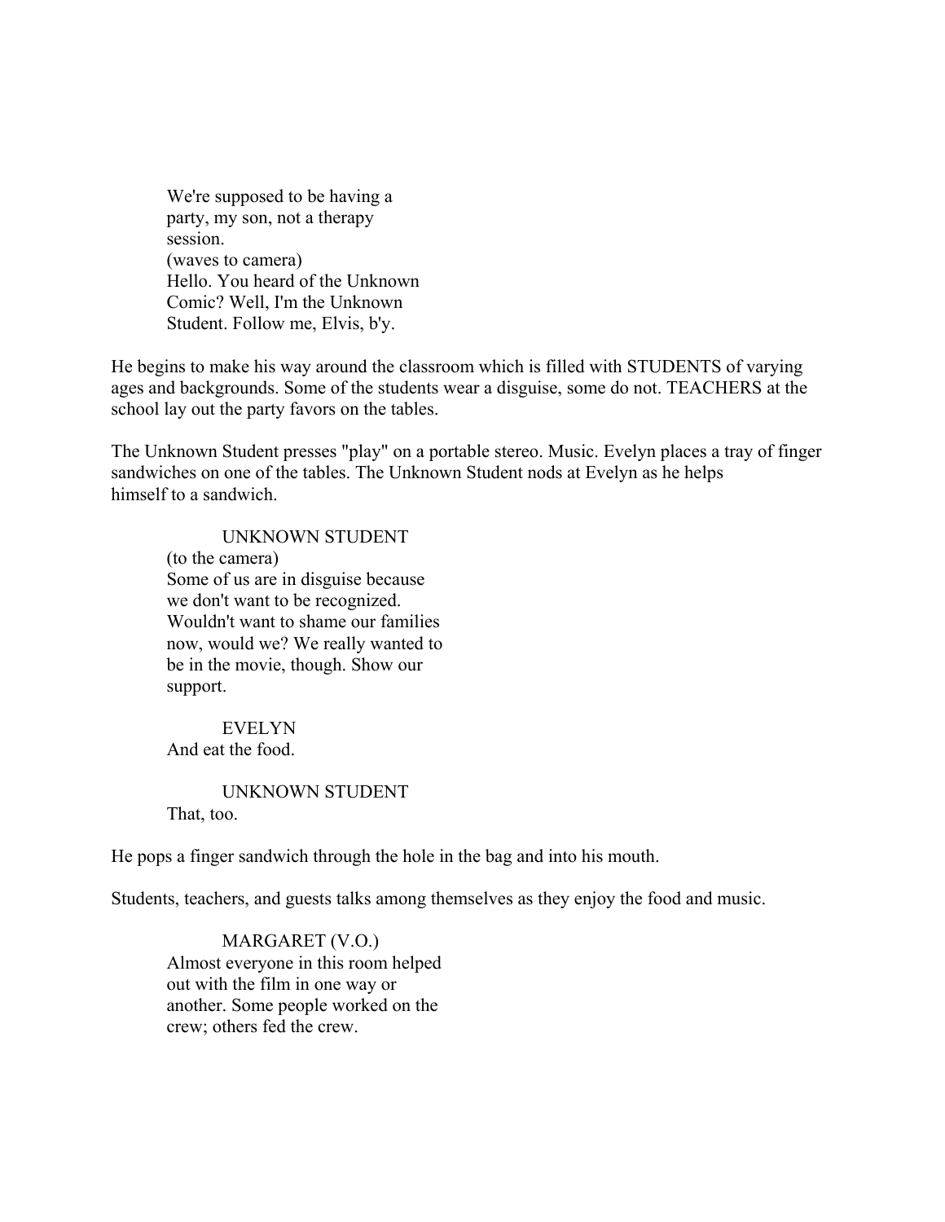We're supposed to be having a
party, my son, not a therapy
session.
(waves to camera)
Hello. You heard of the Unknown
Comic? Well, I'm the Unknown
Student. Follow me, Elvis, b'y.

He begins to make his way around the classroom which is filled with STUDENTS of varying ages and backgrounds. Some of the students wear a disguise, some do not. TEACHERS at the school lay out the party favors on the tables.

The Unknown Student presses "play" on a portable stereo. Music. Evelyn places a tray of finger sandwiches on one of the tables. The Unknown Student nods at Evelyn as he helps himself to a sandwich.

UNKNOWN STUDENT
(to the camera)
Some of us are in disguise because
we don't want to be recognized.
Wouldn't want to shame our families
now, would we? We really wanted to
be in the movie, though. Show our
support.

EVELYN
And eat the food.

UNKNOWN STUDENT
That, too.

He pops a finger sandwich through the hole in the bag and into his mouth.

Students, teachers, and guests talks among themselves as they enjoy the food and music.

MARGARET (V.O.)
Almost everyone in this room helped
out with the film in one way or
another. Some people worked on the
crew; others fed the crew.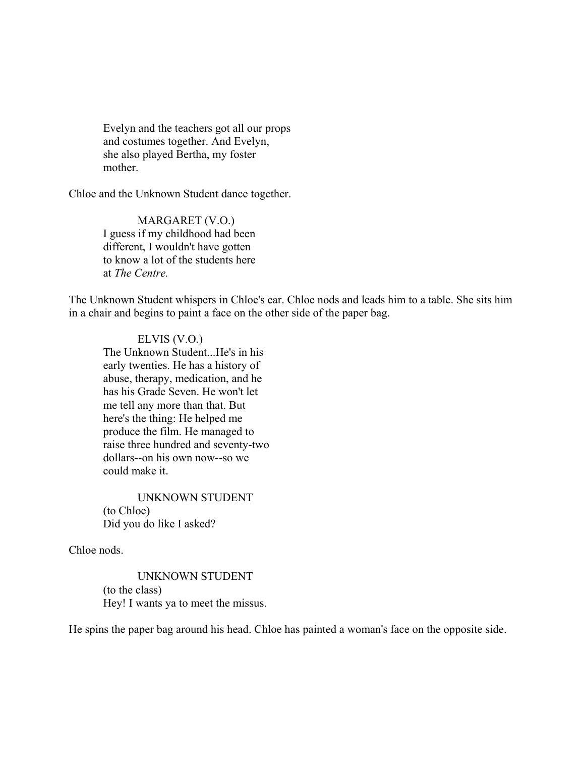Evelyn and the teachers got all our props
and costumes together. And Evelyn,
she also played Bertha, my foster
mother.

Chloe and the Unknown Student dance together.

MARGARET (V.O.)
I guess if my childhood had been
different, I wouldn't have gotten
to know a lot of the students here
at *The Centre.*

The Unknown Student whispers in Chloe's ear. Chloe nods and leads him to a table. She sits him in a chair and begins to paint a face on the other side of the paper bag.

ELVIS (V.O.)
The Unknown Student...He's in his
early twenties. He has a history of
abuse, therapy, medication, and he
has his Grade Seven. He won't let
me tell any more than that. But
here's the thing: He helped me
produce the film. He managed to
raise three hundred and seventy-two
dollars--on his own now--so we
could make it.

UNKNOWN STUDENT
(to Chloe)
Did you do like I asked?

Chloe nods.

UNKNOWN STUDENT
(to the class)
Hey! I wants ya to meet the missus.

He spins the paper bag around his head. Chloe has painted a woman's face on the opposite side.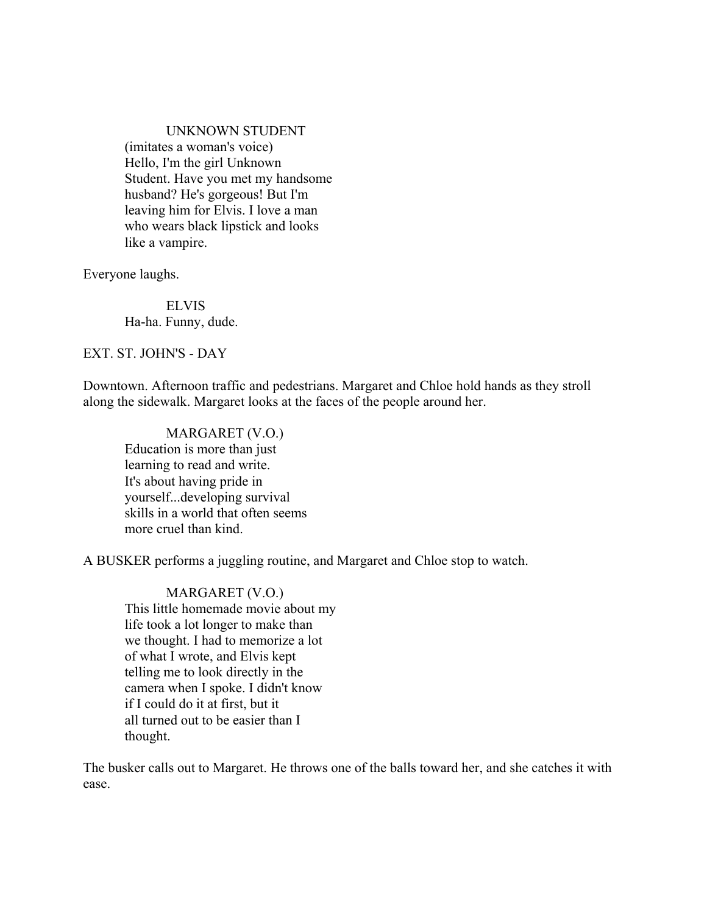UNKNOWN STUDENT
(imitates a woman's voice)
Hello, I'm the girl Unknown
Student. Have you met my handsome
husband? He's gorgeous! But I'm
leaving him for Elvis. I love a man
who wears black lipstick and looks
like a vampire.

Everyone laughs.

ELVIS
Ha-ha. Funny, dude.

EXT. ST. JOHN'S - DAY

Downtown. Afternoon traffic and pedestrians. Margaret and Chloe hold hands as they stroll along the sidewalk. Margaret looks at the faces of the people around her.

MARGARET (V.O.)
Education is more than just
learning to read and write.
It's about having pride in
yourself...developing survival
skills in a world that often seems
more cruel than kind.

A BUSKER performs a juggling routine, and Margaret and Chloe stop to watch.

MARGARET (V.O.)
This little homemade movie about my
life took a lot longer to make than
we thought. I had to memorize a lot
of what I wrote, and Elvis kept
telling me to look directly in the
camera when I spoke. I didn't know
if I could do it at first, but it
all turned out to be easier than I
thought.

The busker calls out to Margaret. He throws one of the balls toward her, and she catches it with ease.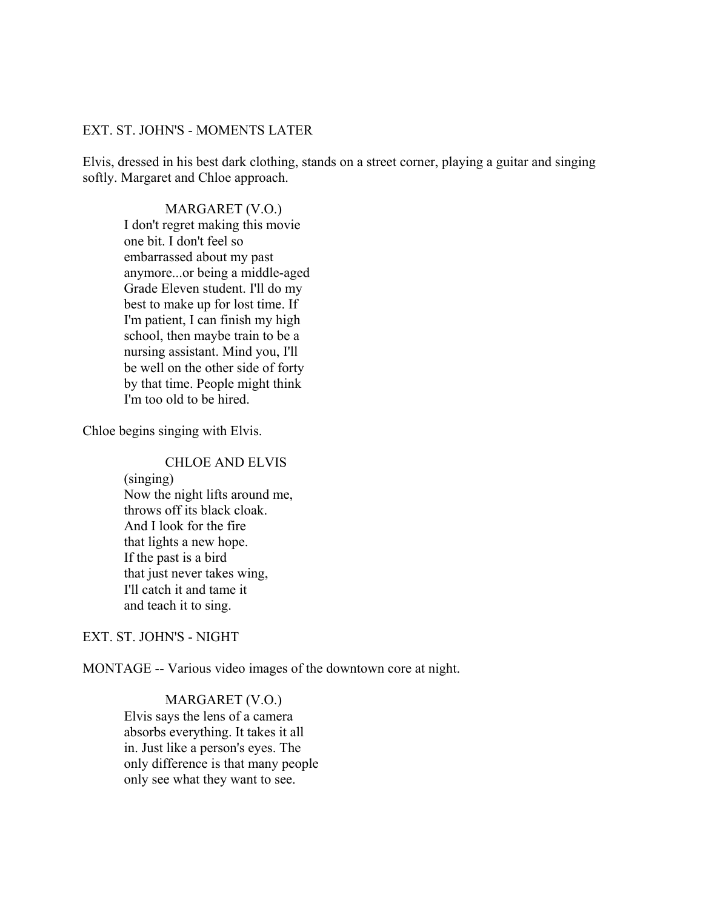EXT. ST. JOHN'S - MOMENTS LATER

Elvis, dressed in his best dark clothing, stands on a street corner, playing a guitar and singing softly. Margaret and Chloe approach.

MARGARET (V.O.)
I don't regret making this movie one bit. I don't feel so embarrassed about my past anymore...or being a middle-aged Grade Eleven student. I'll do my best to make up for lost time. If I'm patient, I can finish my high school, then maybe train to be a nursing assistant. Mind you, I'll be well on the other side of forty by that time. People might think I'm too old to be hired.

Chloe begins singing with Elvis.

CHLOE AND ELVIS
(singing)
Now the night lifts around me,
throws off its black cloak.
And I look for the fire
that lights a new hope.
If the past is a bird
that just never takes wing,
I'll catch it and tame it
and teach it to sing.

EXT. ST. JOHN'S - NIGHT

MONTAGE -- Various video images of the downtown core at night.

MARGARET (V.O.)
Elvis says the lens of a camera absorbs everything. It takes it all in. Just like a person's eyes. The only difference is that many people only see what they want to see.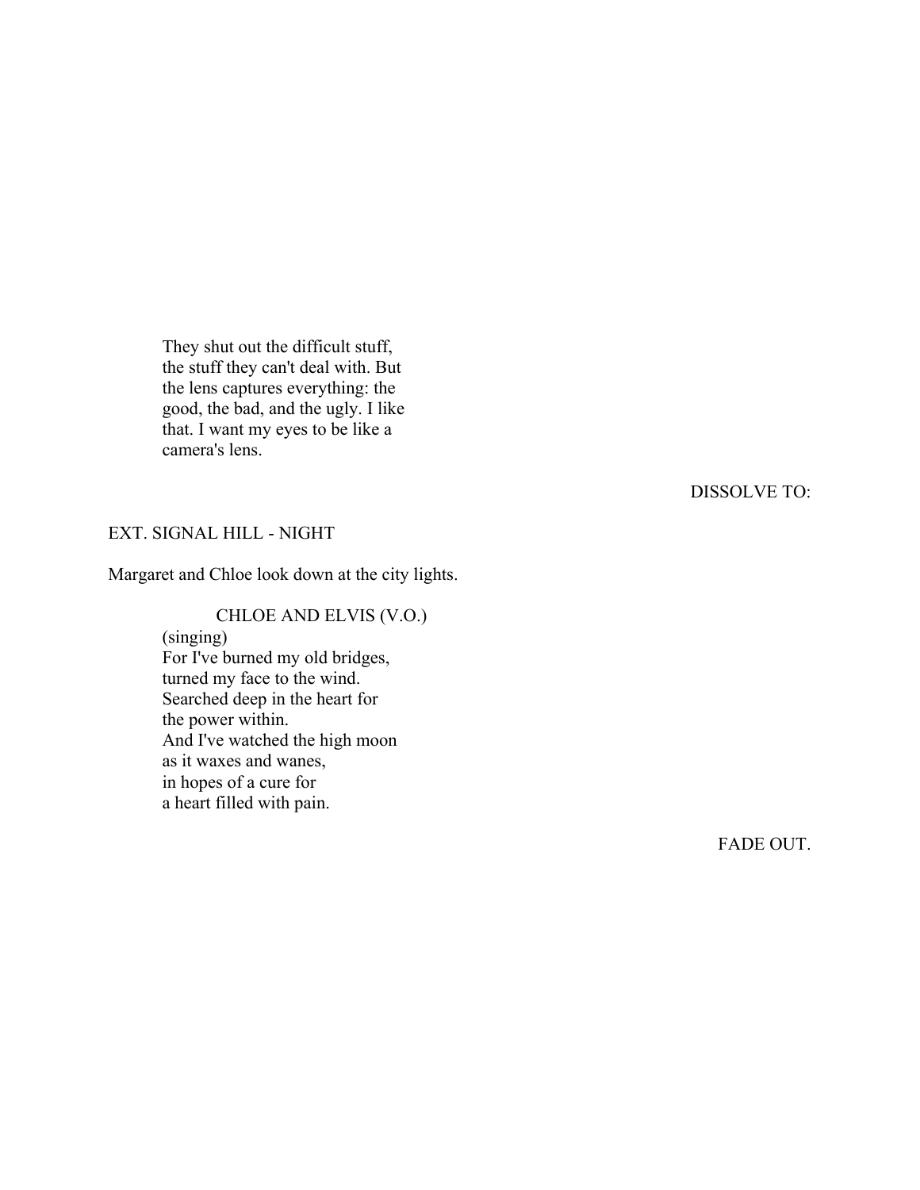They shut out the difficult stuff,
the stuff they can't deal with. But
the lens captures everything: the
good, the bad, and the ugly. I like
that. I want my eyes to be like a
camera's lens.

DISSOLVE TO:

EXT. SIGNAL HILL - NIGHT

Margaret and Chloe look down at the city lights.

CHLOE AND ELVIS (V.O.)
(singing)
For I've burned my old bridges,
turned my face to the wind.
Searched deep in the heart for
the power within.
And I've watched the high moon
as it waxes and wanes,
in hopes of a cure for
a heart filled with pain.

FADE OUT.